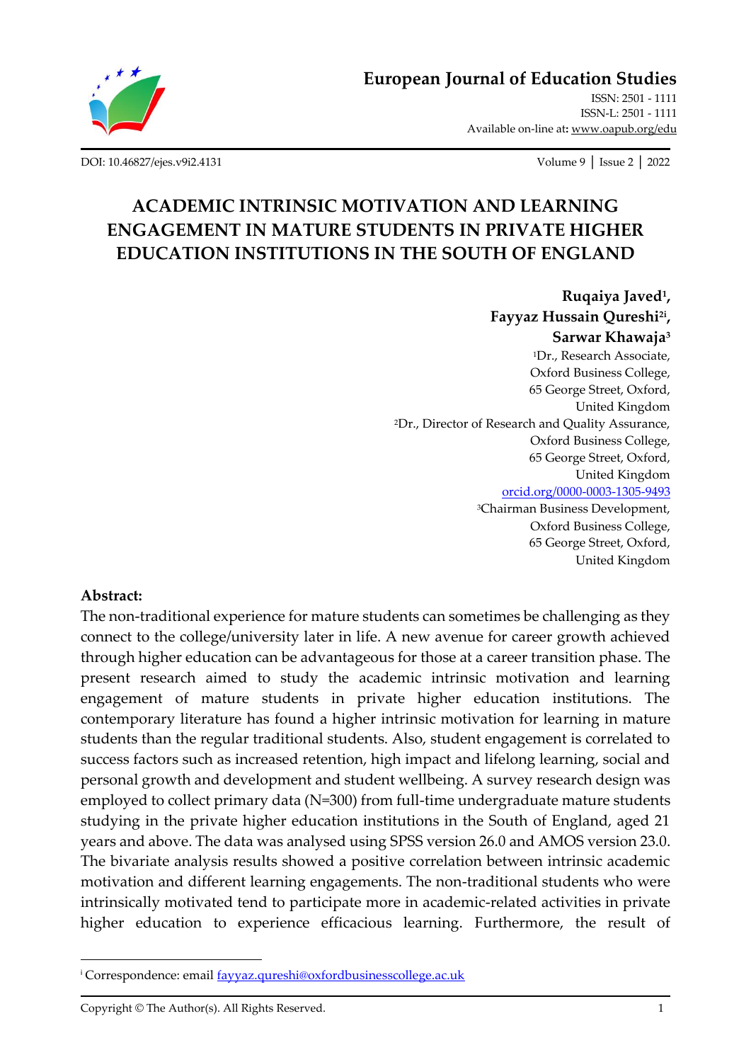**European Journal of Education Studies**

ISSN: 2501 - 1111
ISSN-L: 2501 - 1111
Available on-line at: www.oapub.org/edu

DOI: 10.46827/ejes.v9i2.4131

Volume 9 | Issue 2 | 2022

# ACADEMIC INTRINSIC MOTIVATION AND LEARNING ENGAGEMENT IN MATURE STUDENTS IN PRIVATE HIGHER EDUCATION INSTITUTIONS IN THE SOUTH OF ENGLAND

**Ruqaiya Javed[1], Fayyaz Hussain Qureshi[2i], Sarwar Khawaja[3]**

[1]Dr., Research Associate, Oxford Business College, 65 George Street, Oxford, United Kingdom

[2]Dr., Director of Research and Quality Assurance, Oxford Business College, 65 George Street, Oxford, United Kingdom
orcid.org/0000-0003-1305-9493

[3]Chairman Business Development, Oxford Business College, 65 George Street, Oxford, United Kingdom

**Abstract:**

The non-traditional experience for mature students can sometimes be challenging as they connect to the college/university later in life. A new avenue for career growth achieved through higher education can be advantageous for those at a career transition phase. The present research aimed to study the academic intrinsic motivation and learning engagement of mature students in private higher education institutions. The contemporary literature has found a higher intrinsic motivation for learning in mature students than the regular traditional students. Also, student engagement is correlated to success factors such as increased retention, high impact and lifelong learning, social and personal growth and development and student wellbeing. A survey research design was employed to collect primary data (N=300) from full-time undergraduate mature students studying in the private higher education institutions in the South of England, aged 21 years and above. The data was analysed using SPSS version 26.0 and AMOS version 23.0. The bivariate analysis results showed a positive correlation between intrinsic academic motivation and different learning engagements. The non-traditional students who were intrinsically motivated tend to participate more in academic-related activities in private higher education to experience efficacious learning. Furthermore, the result of

---

[i] Correspondence: email fayyaz.qureshi@oxfordbusinesscollege.ac.uk

Copyright © The Author(s). All Rights Reserved.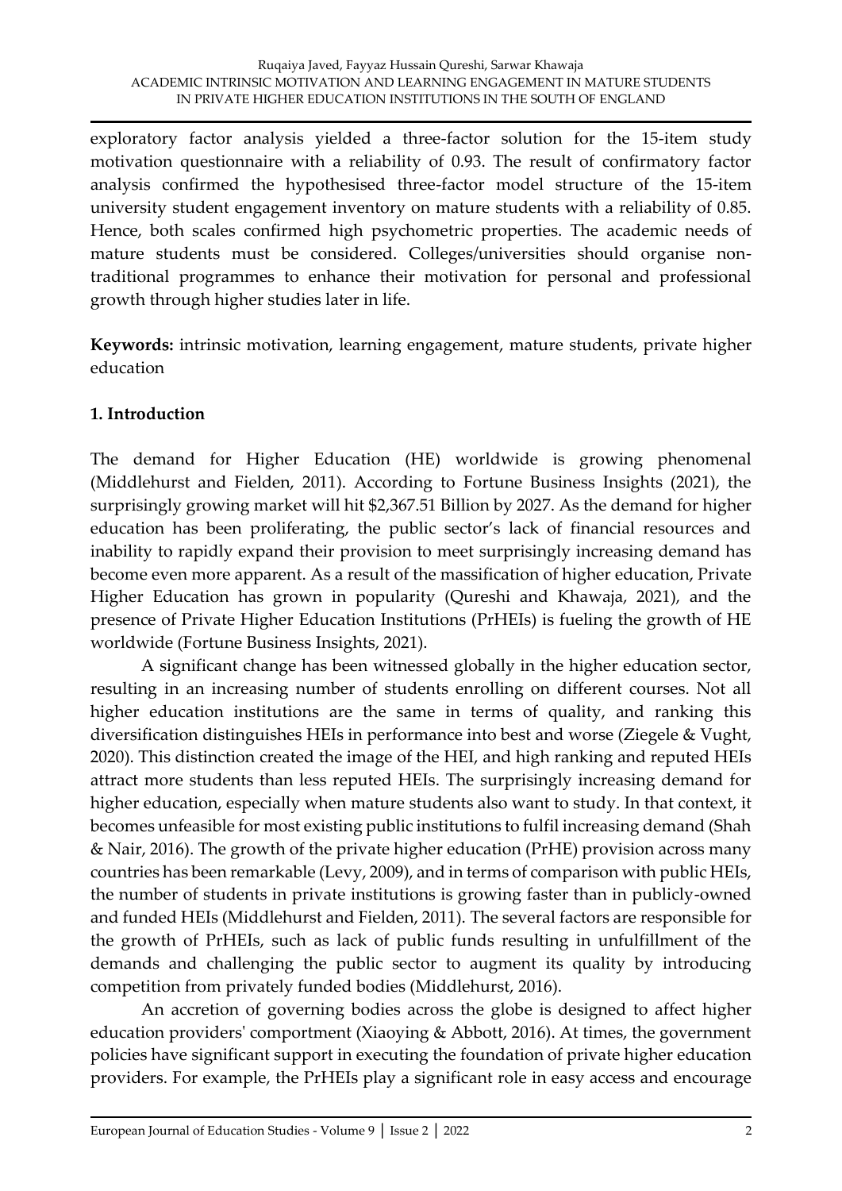exploratory factor analysis yielded a three-factor solution for the 15-item study motivation questionnaire with a reliability of 0.93. The result of confirmatory factor analysis confirmed the hypothesised three-factor model structure of the 15-item university student engagement inventory on mature students with a reliability of 0.85. Hence, both scales confirmed high psychometric properties. The academic needs of mature students must be considered. Colleges/universities should organise non-traditional programmes to enhance their motivation for personal and professional growth through higher studies later in life.

**Keywords:** intrinsic motivation, learning engagement, mature students, private higher education

## 1. Introduction

The demand for Higher Education (HE) worldwide is growing phenomenal (Middlehurst and Fielden, 2011). According to Fortune Business Insights (2021), the surprisingly growing market will hit $2,367.51 Billion by 2027. As the demand for higher education has been proliferating, the public sector's lack of financial resources and inability to rapidly expand their provision to meet surprisingly increasing demand has become even more apparent. As a result of the massification of higher education, Private Higher Education has grown in popularity (Qureshi and Khawaja, 2021), and the presence of Private Higher Education Institutions (PrHEIs) is fueling the growth of HE worldwide (Fortune Business Insights, 2021).

A significant change has been witnessed globally in the higher education sector, resulting in an increasing number of students enrolling on different courses. Not all higher education institutions are the same in terms of quality, and ranking this diversification distinguishes HEIs in performance into best and worse (Ziegele & Vught, 2020). This distinction created the image of the HEI, and high ranking and reputed HEIs attract more students than less reputed HEIs. The surprisingly increasing demand for higher education, especially when mature students also want to study. In that context, it becomes unfeasible for most existing public institutions to fulfil increasing demand (Shah & Nair, 2016). The growth of the private higher education (PrHE) provision across many countries has been remarkable (Levy, 2009), and in terms of comparison with public HEIs, the number of students in private institutions is growing faster than in publicly-owned and funded HEIs (Middlehurst and Fielden, 2011). The several factors are responsible for the growth of PrHEIs, such as lack of public funds resulting in unfulfillment of the demands and challenging the public sector to augment its quality by introducing competition from privately funded bodies (Middlehurst, 2016).

An accretion of governing bodies across the globe is designed to affect higher education providers' comportment (Xiaoying & Abbott, 2016). At times, the government policies have significant support in executing the foundation of private higher education providers. For example, the PrHEIs play a significant role in easy access and encourage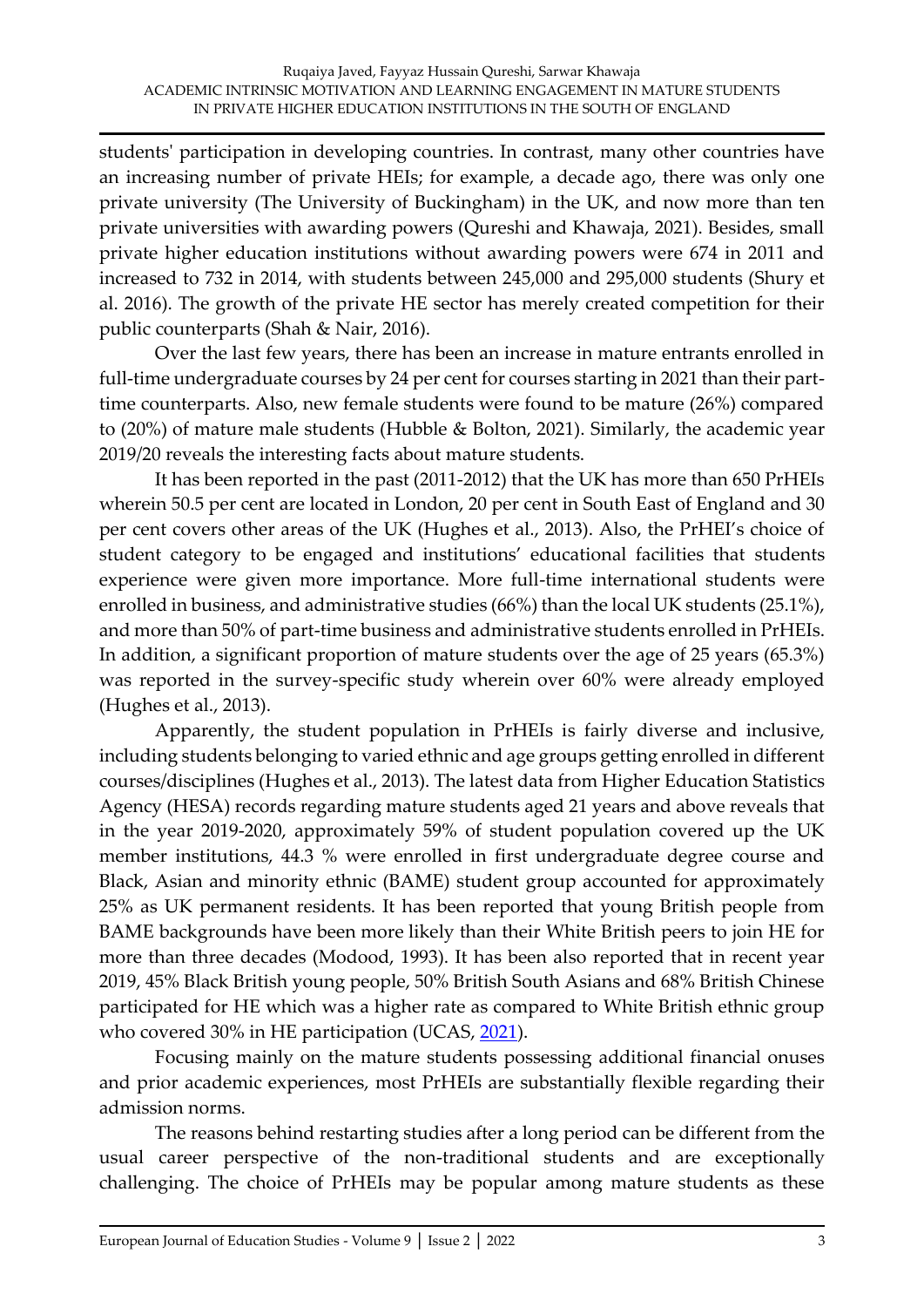students' participation in developing countries. In contrast, many other countries have an increasing number of private HEIs; for example, a decade ago, there was only one private university (The University of Buckingham) in the UK, and now more than ten private universities with awarding powers (Qureshi and Khawaja, 2021). Besides, small private higher education institutions without awarding powers were 674 in 2011 and increased to 732 in 2014, with students between 245,000 and 295,000 students (Shury et al. 2016). The growth of the private HE sector has merely created competition for their public counterparts (Shah & Nair, 2016).

Over the last few years, there has been an increase in mature entrants enrolled in full-time undergraduate courses by 24 per cent for courses starting in 2021 than their part-time counterparts. Also, new female students were found to be mature (26%) compared to (20%) of mature male students (Hubble & Bolton, 2021). Similarly, the academic year 2019/20 reveals the interesting facts about mature students.

It has been reported in the past (2011-2012) that the UK has more than 650 PrHEIs wherein 50.5 per cent are located in London, 20 per cent in South East of England and 30 per cent covers other areas of the UK (Hughes et al., 2013). Also, the PrHEI's choice of student category to be engaged and institutions' educational facilities that students experience were given more importance. More full-time international students were enrolled in business, and administrative studies (66%) than the local UK students (25.1%), and more than 50% of part-time business and administrative students enrolled in PrHEIs. In addition, a significant proportion of mature students over the age of 25 years (65.3%) was reported in the survey-specific study wherein over 60% were already employed (Hughes et al., 2013).

Apparently, the student population in PrHEIs is fairly diverse and inclusive, including students belonging to varied ethnic and age groups getting enrolled in different courses/disciplines (Hughes et al., 2013). The latest data from Higher Education Statistics Agency (HESA) records regarding mature students aged 21 years and above reveals that in the year 2019-2020, approximately 59% of student population covered up the UK member institutions, 44.3 % were enrolled in first undergraduate degree course and Black, Asian and minority ethnic (BAME) student group accounted for approximately 25% as UK permanent residents. It has been reported that young British people from BAME backgrounds have been more likely than their White British peers to join HE for more than three decades (Modood, 1993). It has been also reported that in recent year 2019, 45% Black British young people, 50% British South Asians and 68% British Chinese participated for HE which was a higher rate as compared to White British ethnic group who covered 30% in HE participation (UCAS, 2021).

Focusing mainly on the mature students possessing additional financial onuses and prior academic experiences, most PrHEIs are substantially flexible regarding their admission norms.

The reasons behind restarting studies after a long period can be different from the usual career perspective of the non-traditional students and are exceptionally challenging. The choice of PrHEIs may be popular among mature students as these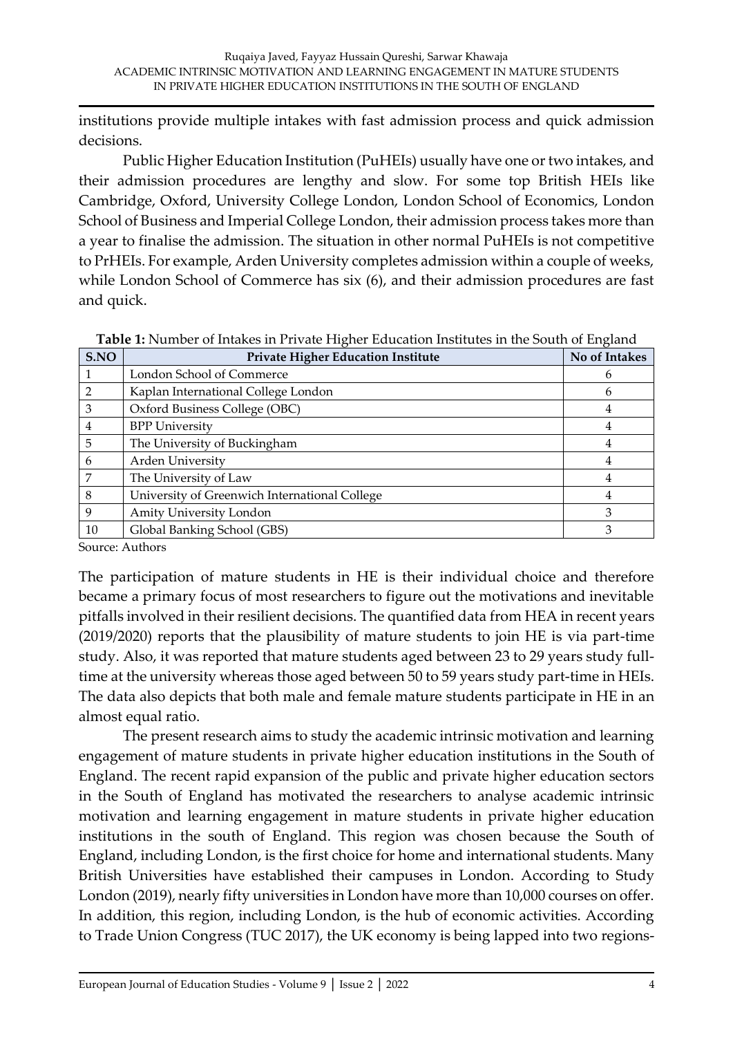institutions provide multiple intakes with fast admission process and quick admission decisions.

Public Higher Education Institution (PuHEIs) usually have one or two intakes, and their admission procedures are lengthy and slow. For some top British HEIs like Cambridge, Oxford, University College London, London School of Economics, London School of Business and Imperial College London, their admission process takes more than a year to finalise the admission. The situation in other normal PuHEIs is not competitive to PrHEIs. For example, Arden University completes admission within a couple of weeks, while London School of Commerce has six (6), and their admission procedures are fast and quick.

**Table 1:** Number of Intakes in Private Higher Education Institutes in the South of England

| S.NO | Private Higher Education Institute | No of Intakes |
|---|---|---|
| 1 | London School of Commerce | 6 |
| 2 | Kaplan International College London | 6 |
| 3 | Oxford Business College (OBC) | 4 |
| 4 | BPP University | 4 |
| 5 | The University of Buckingham | 4 |
| 6 | Arden University | 4 |
| 7 | The University of Law | 4 |
| 8 | University of Greenwich International College | 4 |
| 9 | Amity University London | 3 |
| 10 | Global Banking School (GBS) | 3 |

Source: Authors

The participation of mature students in HE is their individual choice and therefore became a primary focus of most researchers to figure out the motivations and inevitable pitfalls involved in their resilient decisions. The quantified data from HEA in recent years (2019/2020) reports that the plausibility of mature students to join HE is via part-time study. Also, it was reported that mature students aged between 23 to 29 years study full-time at the university whereas those aged between 50 to 59 years study part-time in HEIs. The data also depicts that both male and female mature students participate in HE in an almost equal ratio.

The present research aims to study the academic intrinsic motivation and learning engagement of mature students in private higher education institutions in the South of England. The recent rapid expansion of the public and private higher education sectors in the South of England has motivated the researchers to analyse academic intrinsic motivation and learning engagement in mature students in private higher education institutions in the south of England. This region was chosen because the South of England, including London, is the first choice for home and international students. Many British Universities have established their campuses in London. According to Study London (2019), nearly fifty universities in London have more than 10,000 courses on offer. In addition, this region, including London, is the hub of economic activities. According to Trade Union Congress (TUC 2017), the UK economy is being lapped into two regions-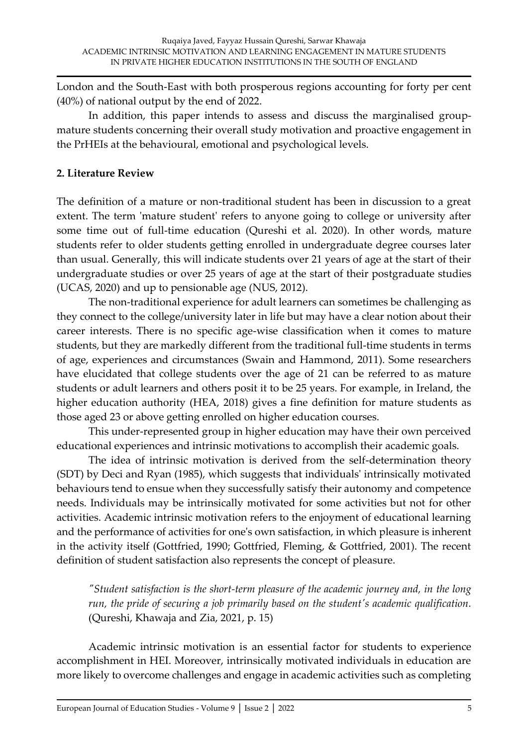London and the South-East with both prosperous regions accounting for forty per cent (40%) of national output by the end of 2022.

In addition, this paper intends to assess and discuss the marginalised group-mature students concerning their overall study motivation and proactive engagement in the PrHEIs at the behavioural, emotional and psychological levels.

## 2. Literature Review

The definition of a mature or non-traditional student has been in discussion to a great extent. The term 'mature student' refers to anyone going to college or university after some time out of full-time education (Qureshi et al. 2020). In other words, mature students refer to older students getting enrolled in undergraduate degree courses later than usual. Generally, this will indicate students over 21 years of age at the start of their undergraduate studies or over 25 years of age at the start of their postgraduate studies (UCAS, 2020) and up to pensionable age (NUS, 2012).

The non-traditional experience for adult learners can sometimes be challenging as they connect to the college/university later in life but may have a clear notion about their career interests. There is no specific age-wise classification when it comes to mature students, but they are markedly different from the traditional full-time students in terms of age, experiences and circumstances (Swain and Hammond, 2011). Some researchers have elucidated that college students over the age of 21 can be referred to as mature students or adult learners and others posit it to be 25 years. For example, in Ireland, the higher education authority (HEA, 2018) gives a fine definition for mature students as those aged 23 or above getting enrolled on higher education courses.

This under-represented group in higher education may have their own perceived educational experiences and intrinsic motivations to accomplish their academic goals.

The idea of intrinsic motivation is derived from the self-determination theory (SDT) by Deci and Ryan (1985), which suggests that individuals' intrinsically motivated behaviours tend to ensue when they successfully satisfy their autonomy and competence needs. Individuals may be intrinsically motivated for some activities but not for other activities. Academic intrinsic motivation refers to the enjoyment of educational learning and the performance of activities for one's own satisfaction, in which pleasure is inherent in the activity itself (Gottfried, 1990; Gottfried, Fleming, & Gottfried, 2001). The recent definition of student satisfaction also represents the concept of pleasure.

> *"Student satisfaction is the short-term pleasure of the academic journey and, in the long run, the pride of securing a job primarily based on the student's academic qualification.* (Qureshi, Khawaja and Zia, 2021, p. 15)

Academic intrinsic motivation is an essential factor for students to experience accomplishment in HEI. Moreover, intrinsically motivated individuals in education are more likely to overcome challenges and engage in academic activities such as completing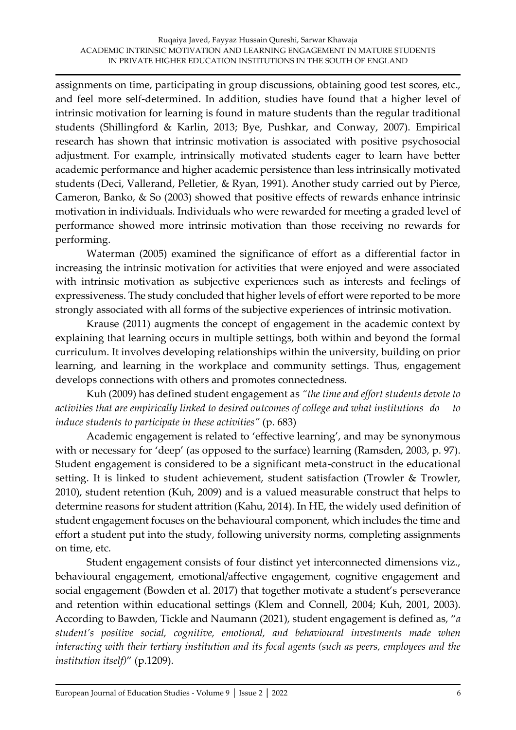assignments on time, participating in group discussions, obtaining good test scores, etc., and feel more self-determined. In addition, studies have found that a higher level of intrinsic motivation for learning is found in mature students than the regular traditional students (Shillingford & Karlin, 2013; Bye, Pushkar, and Conway, 2007). Empirical research has shown that intrinsic motivation is associated with positive psychosocial adjustment. For example, intrinsically motivated students eager to learn have better academic performance and higher academic persistence than less intrinsically motivated students (Deci, Vallerand, Pelletier, & Ryan, 1991). Another study carried out by Pierce, Cameron, Banko, & So (2003) showed that positive effects of rewards enhance intrinsic motivation in individuals. Individuals who were rewarded for meeting a graded level of performance showed more intrinsic motivation than those receiving no rewards for performing.

Waterman (2005) examined the significance of effort as a differential factor in increasing the intrinsic motivation for activities that were enjoyed and were associated with intrinsic motivation as subjective experiences such as interests and feelings of expressiveness. The study concluded that higher levels of effort were reported to be more strongly associated with all forms of the subjective experiences of intrinsic motivation.

Krause (2011) augments the concept of engagement in the academic context by explaining that learning occurs in multiple settings, both within and beyond the formal curriculum. It involves developing relationships within the university, building on prior learning, and learning in the workplace and community settings. Thus, engagement develops connections with others and promotes connectedness.

Kuh (2009) has defined student engagement as *"the time and effort students devote to activities that are empirically linked to desired outcomes of college and what institutions do to induce students to participate in these activities"* (p. 683)

Academic engagement is related to 'effective learning', and may be synonymous with or necessary for 'deep' (as opposed to the surface) learning (Ramsden, 2003, p. 97). Student engagement is considered to be a significant meta-construct in the educational setting. It is linked to student achievement, student satisfaction (Trowler & Trowler, 2010), student retention (Kuh, 2009) and is a valued measurable construct that helps to determine reasons for student attrition (Kahu, 2014). In HE, the widely used definition of student engagement focuses on the behavioural component, which includes the time and effort a student put into the study, following university norms, completing assignments on time, etc.

Student engagement consists of four distinct yet interconnected dimensions viz., behavioural engagement, emotional/affective engagement, cognitive engagement and social engagement (Bowden et al. 2017) that together motivate a student's perseverance and retention within educational settings (Klem and Connell, 2004; Kuh, 2001, 2003). According to Bawden, Tickle and Naumann (2021), student engagement is defined as, "*a student's positive social, cognitive, emotional, and behavioural investments made when interacting with their tertiary institution and its focal agents (such as peers, employees and the institution itself)*" (p.1209).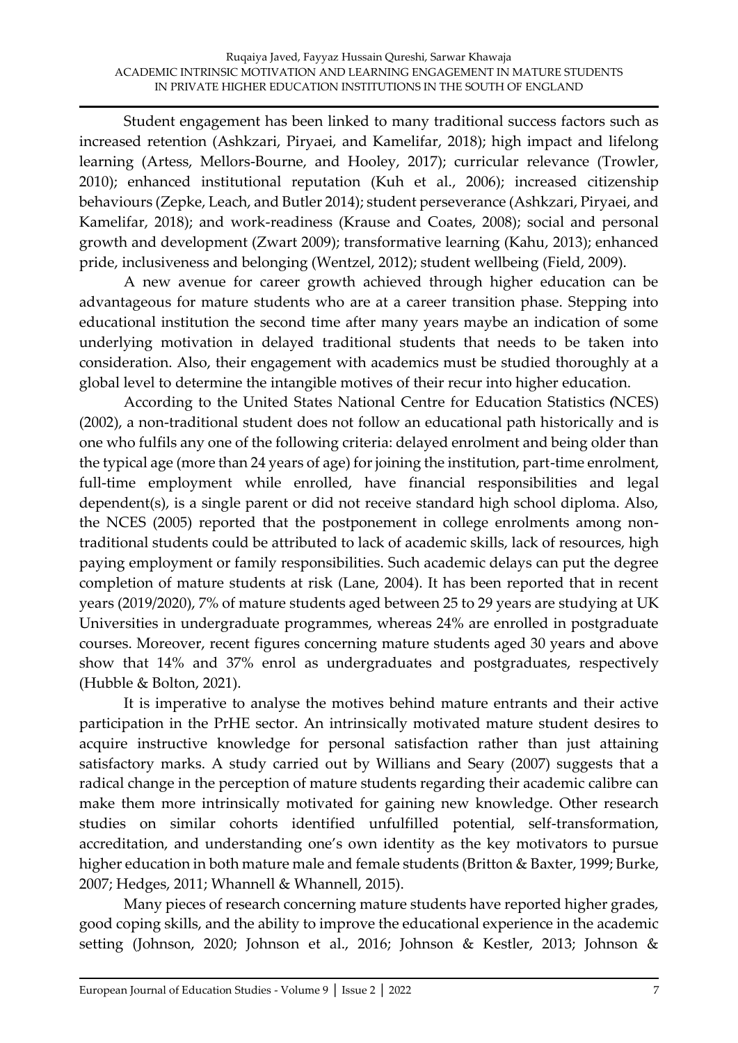Student engagement has been linked to many traditional success factors such as increased retention (Ashkzari, Piryaei, and Kamelifar, 2018); high impact and lifelong learning (Artess, Mellors-Bourne, and Hooley, 2017); curricular relevance (Trowler, 2010); enhanced institutional reputation (Kuh et al., 2006); increased citizenship behaviours (Zepke, Leach, and Butler 2014); student perseverance (Ashkzari, Piryaei, and Kamelifar, 2018); and work-readiness (Krause and Coates, 2008); social and personal growth and development (Zwart 2009); transformative learning (Kahu, 2013); enhanced pride, inclusiveness and belonging (Wentzel, 2012); student wellbeing (Field, 2009).

A new avenue for career growth achieved through higher education can be advantageous for mature students who are at a career transition phase. Stepping into educational institution the second time after many years maybe an indication of some underlying motivation in delayed traditional students that needs to be taken into consideration. Also, their engagement with academics must be studied thoroughly at a global level to determine the intangible motives of their recur into higher education.

According to the United States National Centre for Education Statistics (NCES) (2002), a non-traditional student does not follow an educational path historically and is one who fulfils any one of the following criteria: delayed enrolment and being older than the typical age (more than 24 years of age) for joining the institution, part-time enrolment, full-time employment while enrolled, have financial responsibilities and legal dependent(s), is a single parent or did not receive standard high school diploma. Also, the NCES (2005) reported that the postponement in college enrolments among non-traditional students could be attributed to lack of academic skills, lack of resources, high paying employment or family responsibilities. Such academic delays can put the degree completion of mature students at risk (Lane, 2004). It has been reported that in recent years (2019/2020), 7% of mature students aged between 25 to 29 years are studying at UK Universities in undergraduate programmes, whereas 24% are enrolled in postgraduate courses. Moreover, recent figures concerning mature students aged 30 years and above show that 14% and 37% enrol as undergraduates and postgraduates, respectively (Hubble & Bolton, 2021).

It is imperative to analyse the motives behind mature entrants and their active participation in the PrHE sector. An intrinsically motivated mature student desires to acquire instructive knowledge for personal satisfaction rather than just attaining satisfactory marks. A study carried out by Willians and Seary (2007) suggests that a radical change in the perception of mature students regarding their academic calibre can make them more intrinsically motivated for gaining new knowledge. Other research studies on similar cohorts identified unfulfilled potential, self-transformation, accreditation, and understanding one's own identity as the key motivators to pursue higher education in both mature male and female students (Britton & Baxter, 1999; Burke, 2007; Hedges, 2011; Whannell & Whannell, 2015).

Many pieces of research concerning mature students have reported higher grades, good coping skills, and the ability to improve the educational experience in the academic setting (Johnson, 2020; Johnson et al., 2016; Johnson & Kestler, 2013; Johnson &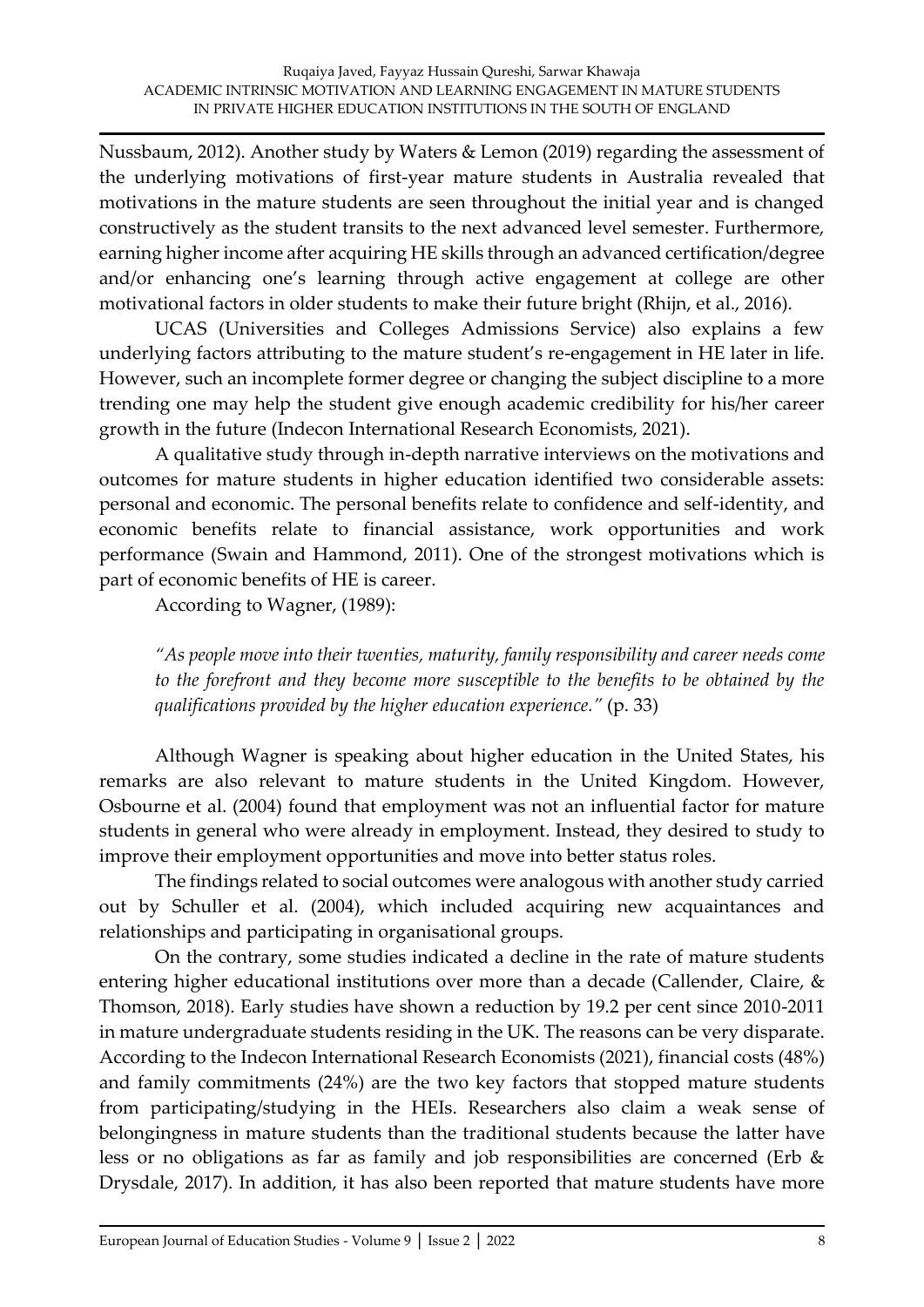Nussbaum, 2012). Another study by Waters & Lemon (2019) regarding the assessment of the underlying motivations of first-year mature students in Australia revealed that motivations in the mature students are seen throughout the initial year and is changed constructively as the student transits to the next advanced level semester. Furthermore, earning higher income after acquiring HE skills through an advanced certification/degree and/or enhancing one's learning through active engagement at college are other motivational factors in older students to make their future bright (Rhijn, et al., 2016).

UCAS (Universities and Colleges Admissions Service) also explains a few underlying factors attributing to the mature student's re-engagement in HE later in life. However, such an incomplete former degree or changing the subject discipline to a more trending one may help the student give enough academic credibility for his/her career growth in the future (Indecon International Research Economists, 2021).

A qualitative study through in-depth narrative interviews on the motivations and outcomes for mature students in higher education identified two considerable assets: personal and economic. The personal benefits relate to confidence and self-identity, and economic benefits relate to financial assistance, work opportunities and work performance (Swain and Hammond, 2011). One of the strongest motivations which is part of economic benefits of HE is career.

According to Wagner, (1989):

> *"As people move into their twenties, maturity, family responsibility and career needs come to the forefront and they become more susceptible to the benefits to be obtained by the qualifications provided by the higher education experience."* (p. 33)

Although Wagner is speaking about higher education in the United States, his remarks are also relevant to mature students in the United Kingdom. However, Osbourne et al. (2004) found that employment was not an influential factor for mature students in general who were already in employment. Instead, they desired to study to improve their employment opportunities and move into better status roles.

The findings related to social outcomes were analogous with another study carried out by Schuller et al. (2004), which included acquiring new acquaintances and relationships and participating in organisational groups.

On the contrary, some studies indicated a decline in the rate of mature students entering higher educational institutions over more than a decade (Callender, Claire, & Thomson, 2018). Early studies have shown a reduction by 19.2 per cent since 2010-2011 in mature undergraduate students residing in the UK. The reasons can be very disparate. According to the Indecon International Research Economists (2021), financial costs (48%) and family commitments (24%) are the two key factors that stopped mature students from participating/studying in the HEIs. Researchers also claim a weak sense of belongingness in mature students than the traditional students because the latter have less or no obligations as far as family and job responsibilities are concerned (Erb & Drysdale, 2017). In addition, it has also been reported that mature students have more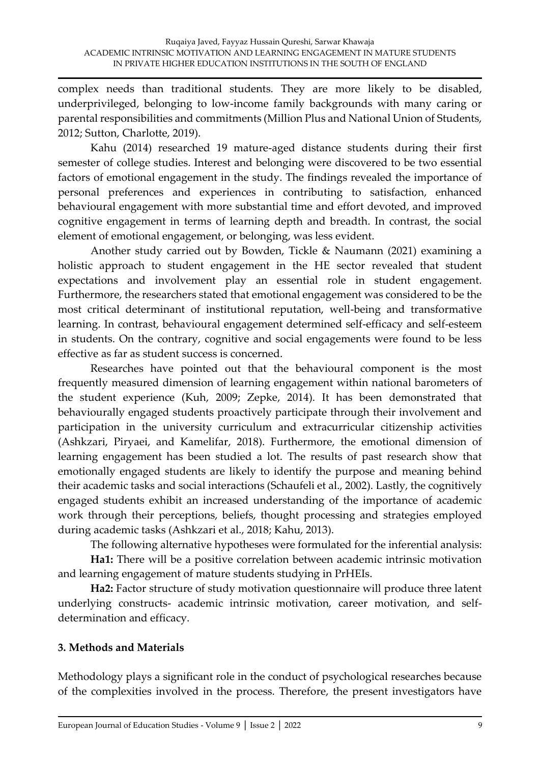complex needs than traditional students. They are more likely to be disabled, underprivileged, belonging to low-income family backgrounds with many caring or parental responsibilities and commitments (Million Plus and National Union of Students, 2012; Sutton, Charlotte, 2019).

Kahu (2014) researched 19 mature-aged distance students during their first semester of college studies. Interest and belonging were discovered to be two essential factors of emotional engagement in the study. The findings revealed the importance of personal preferences and experiences in contributing to satisfaction, enhanced behavioural engagement with more substantial time and effort devoted, and improved cognitive engagement in terms of learning depth and breadth. In contrast, the social element of emotional engagement, or belonging, was less evident.

Another study carried out by Bowden, Tickle & Naumann (2021) examining a holistic approach to student engagement in the HE sector revealed that student expectations and involvement play an essential role in student engagement. Furthermore, the researchers stated that emotional engagement was considered to be the most critical determinant of institutional reputation, well-being and transformative learning. In contrast, behavioural engagement determined self-efficacy and self-esteem in students. On the contrary, cognitive and social engagements were found to be less effective as far as student success is concerned.

Researches have pointed out that the behavioural component is the most frequently measured dimension of learning engagement within national barometers of the student experience (Kuh, 2009; Zepke, 2014). It has been demonstrated that behaviourally engaged students proactively participate through their involvement and participation in the university curriculum and extracurricular citizenship activities (Ashkzari, Piryaei, and Kamelifar, 2018). Furthermore, the emotional dimension of learning engagement has been studied a lot. The results of past research show that emotionally engaged students are likely to identify the purpose and meaning behind their academic tasks and social interactions (Schaufeli et al., 2002). Lastly, the cognitively engaged students exhibit an increased understanding of the importance of academic work through their perceptions, beliefs, thought processing and strategies employed during academic tasks (Ashkzari et al., 2018; Kahu, 2013).

The following alternative hypotheses were formulated for the inferential analysis:

**Ha1:** There will be a positive correlation between academic intrinsic motivation and learning engagement of mature students studying in PrHEIs.

**Ha2:** Factor structure of study motivation questionnaire will produce three latent underlying constructs- academic intrinsic motivation, career motivation, and self-determination and efficacy.

## 3. Methods and Materials

Methodology plays a significant role in the conduct of psychological researches because of the complexities involved in the process. Therefore, the present investigators have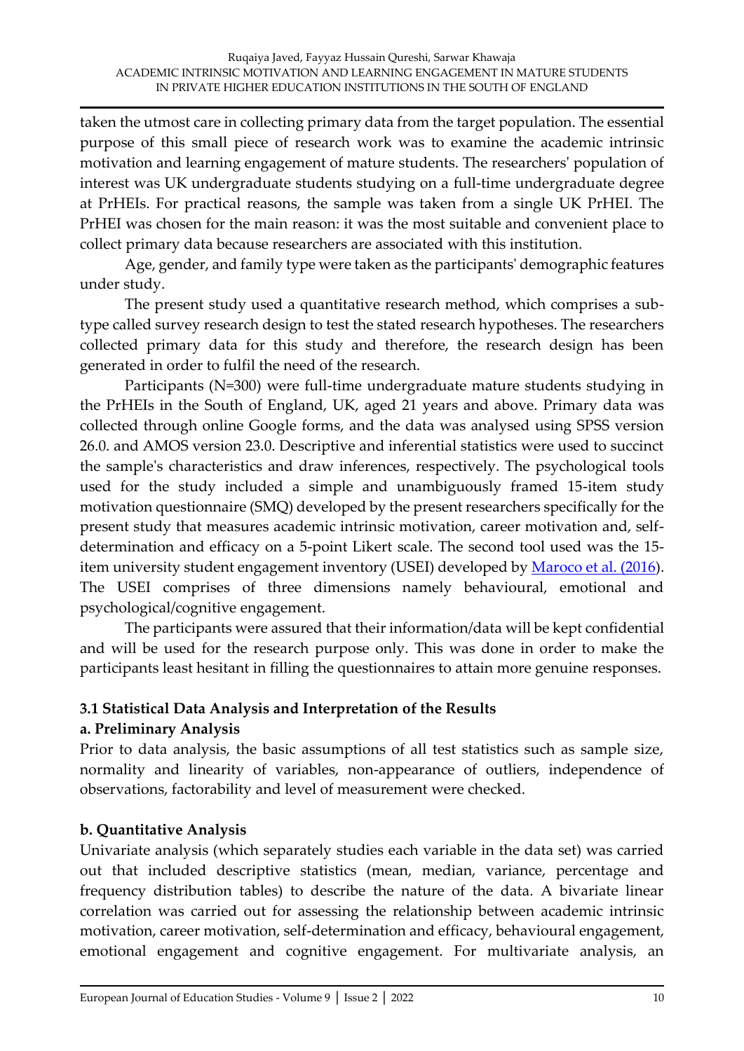taken the utmost care in collecting primary data from the target population. The essential purpose of this small piece of research work was to examine the academic intrinsic motivation and learning engagement of mature students. The researchers' population of interest was UK undergraduate students studying on a full-time undergraduate degree at PrHEIs. For practical reasons, the sample was taken from a single UK PrHEI. The PrHEI was chosen for the main reason: it was the most suitable and convenient place to collect primary data because researchers are associated with this institution.

Age, gender, and family type were taken as the participants' demographic features under study.

The present study used a quantitative research method, which comprises a sub-type called survey research design to test the stated research hypotheses. The researchers collected primary data for this study and therefore, the research design has been generated in order to fulfil the need of the research.

Participants (N=300) were full-time undergraduate mature students studying in the PrHEIs in the South of England, UK, aged 21 years and above. Primary data was collected through online Google forms, and the data was analysed using SPSS version 26.0. and AMOS version 23.0. Descriptive and inferential statistics were used to succinct the sample's characteristics and draw inferences, respectively. The psychological tools used for the study included a simple and unambiguously framed 15-item study motivation questionnaire (SMQ) developed by the present researchers specifically for the present study that measures academic intrinsic motivation, career motivation and, self-determination and efficacy on a 5-point Likert scale. The second tool used was the 15-item university student engagement inventory (USEI) developed by Maroco et al. (2016). The USEI comprises of three dimensions namely behavioural, emotional and psychological/cognitive engagement.

The participants were assured that their information/data will be kept confidential and will be used for the research purpose only. This was done in order to make the participants least hesitant in filling the questionnaires to attain more genuine responses.

### 3.1 Statistical Data Analysis and Interpretation of the Results

#### a. Preliminary Analysis

Prior to data analysis, the basic assumptions of all test statistics such as sample size, normality and linearity of variables, non-appearance of outliers, independence of observations, factorability and level of measurement were checked.

#### b. Quantitative Analysis

Univariate analysis (which separately studies each variable in the data set) was carried out that included descriptive statistics (mean, median, variance, percentage and frequency distribution tables) to describe the nature of the data. A bivariate linear correlation was carried out for assessing the relationship between academic intrinsic motivation, career motivation, self-determination and efficacy, behavioural engagement, emotional engagement and cognitive engagement. For multivariate analysis, an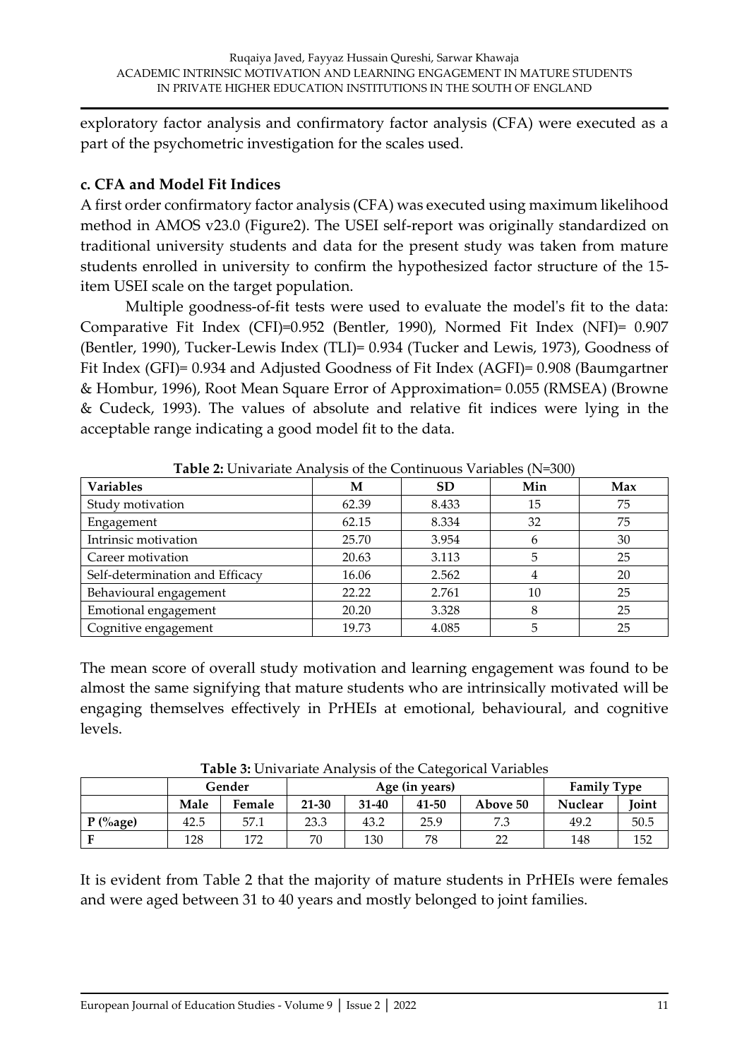exploratory factor analysis and confirmatory factor analysis (CFA) were executed as a part of the psychometric investigation for the scales used.

### c. CFA and Model Fit Indices

A first order confirmatory factor analysis (CFA) was executed using maximum likelihood method in AMOS v23.0 (Figure2). The USEI self-report was originally standardized on traditional university students and data for the present study was taken from mature students enrolled in university to confirm the hypothesized factor structure of the 15-item USEI scale on the target population.

Multiple goodness-of-fit tests were used to evaluate the model's fit to the data: Comparative Fit Index (CFI)=0.952 (Bentler, 1990), Normed Fit Index (NFI)= 0.907 (Bentler, 1990), Tucker-Lewis Index (TLI)= 0.934 (Tucker and Lewis, 1973), Goodness of Fit Index (GFI)= 0.934 and Adjusted Goodness of Fit Index (AGFI)= 0.908 (Baumgartner & Hombur, 1996), Root Mean Square Error of Approximation= 0.055 (RMSEA) (Browne & Cudeck, 1993). The values of absolute and relative fit indices were lying in the acceptable range indicating a good model fit to the data.

**Table 2:** Univariate Analysis of the Continuous Variables (N=300)

| Variables | M | SD | Min | Max |
|---|---|---|---|---|
| Study motivation | 62.39 | 8.433 | 15 | 75 |
| Engagement | 62.15 | 8.334 | 32 | 75 |
| Intrinsic motivation | 25.70 | 3.954 | 6 | 30 |
| Career motivation | 20.63 | 3.113 | 5 | 25 |
| Self-determination and Efficacy | 16.06 | 2.562 | 4 | 20 |
| Behavioural engagement | 22.22 | 2.761 | 10 | 25 |
| Emotional engagement | 20.20 | 3.328 | 8 | 25 |
| Cognitive engagement | 19.73 | 4.085 | 5 | 25 |

The mean score of overall study motivation and learning engagement was found to be almost the same signifying that mature students who are intrinsically motivated will be engaging themselves effectively in PrHEIs at emotional, behavioural, and cognitive levels.

**Table 3:** Univariate Analysis of the Categorical Variables

| | Gender | | Age (in years) | | | | Family Type | |
|---|---|---|---|---|---|---|---|---|
| | **Male** | **Female** | **21-30** | **31-40** | **41-50** | **Above 50** | **Nuclear** | **Joint** |
| **P (%age)** | 42.5 | 57.1 | 23.3 | 43.2 | 25.9 | 7.3 | 49.2 | 50.5 |
| **F** | 128 | 172 | 70 | 130 | 78 | 22 | 148 | 152 |

It is evident from Table 2 that the majority of mature students in PrHEIs were females and were aged between 31 to 40 years and mostly belonged to joint families.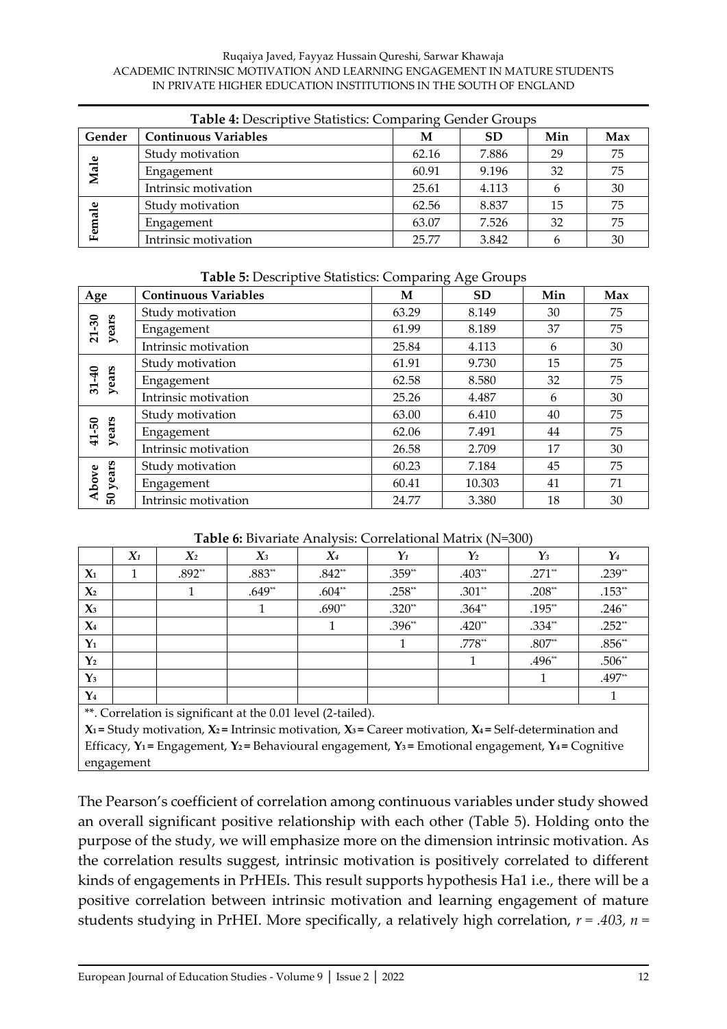**Table 4:** Descriptive Statistics: Comparing Gender Groups

| Gender | Continuous Variables | M | SD | Min | Max |
|---|---|---|---|---|---|
| Male | Study motivation | 62.16 | 7.886 | 29 | 75 |
| | Engagement | 60.91 | 9.196 | 32 | 75 |
| | Intrinsic motivation | 25.61 | 4.113 | 6 | 30 |
| Female | Study motivation | 62.56 | 8.837 | 15 | 75 |
| | Engagement | 63.07 | 7.526 | 32 | 75 |
| | Intrinsic motivation | 25.77 | 3.842 | 6 | 30 |

**Table 5:** Descriptive Statistics: Comparing Age Groups

| Age | Continuous Variables | M | SD | Min | Max |
|---|---|---|---|---|---|
| 21-30 years | Study motivation | 63.29 | 8.149 | 30 | 75 |
| | Engagement | 61.99 | 8.189 | 37 | 75 |
| | Intrinsic motivation | 25.84 | 4.113 | 6 | 30 |
| 31-40 years | Study motivation | 61.91 | 9.730 | 15 | 75 |
| | Engagement | 62.58 | 8.580 | 32 | 75 |
| | Intrinsic motivation | 25.26 | 4.487 | 6 | 30 |
| 41-50 years | Study motivation | 63.00 | 6.410 | 40 | 75 |
| | Engagement | 62.06 | 7.491 | 44 | 75 |
| | Intrinsic motivation | 26.58 | 2.709 | 17 | 30 |
| Above 50 years | Study motivation | 60.23 | 7.184 | 45 | 75 |
| | Engagement | 60.41 | 10.303 | 41 | 71 |
| | Intrinsic motivation | 24.77 | 3.380 | 18 | 30 |

**Table 6:** Bivariate Analysis: Correlational Matrix (N=300)

| | $X_1$ | $X_2$ | $X_3$ | $X_4$ | $Y_1$ | $Y_2$ | $Y_3$ | $Y_4$ |
|---|---|---|---|---|---|---|---|---|
| $X_1$ | 1 | .892** | .883** | .842** | .359** | .403** | .271** | .239** |
| $X_2$ | | 1 | .649** | .604** | .258** | .301** | .208** | .153** |
| $X_3$ | | | 1 | .690** | .320** | .364** | .195** | .246** |
| $X_4$ | | | | 1 | .396** | .420** | .334** | .252** |
| $Y_1$ | | | | | 1 | .778** | .807** | .856** |
| $Y_2$ | | | | | | 1 | .496** | .506** |
| $Y_3$ | | | | | | | 1 | .497** |
| $Y_4$ | | | | | | | | 1 |

**. Correlation is significant at the 0.01 level (2-tailed).

**$X_1$ =** Study motivation, **$X_2$ =** Intrinsic motivation, **$X_3$ =** Career motivation, **$X_4$ =** Self-determination and Efficacy, **$Y_1$ =** Engagement, **$Y_2$ =** Behavioural engagement, **$Y_3$ =** Emotional engagement, **$Y_4$ =** Cognitive engagement

The Pearson's coefficient of correlation among continuous variables under study showed an overall significant positive relationship with each other (Table 5). Holding onto the purpose of the study, we will emphasize more on the dimension intrinsic motivation. As the correlation results suggest, intrinsic motivation is positively correlated to different kinds of engagements in PrHEIs. This result supports hypothesis Ha1 i.e., there will be a positive correlation between intrinsic motivation and learning engagement of mature students studying in PrHEI. More specifically, a relatively high correlation, $r = .403$, $n =$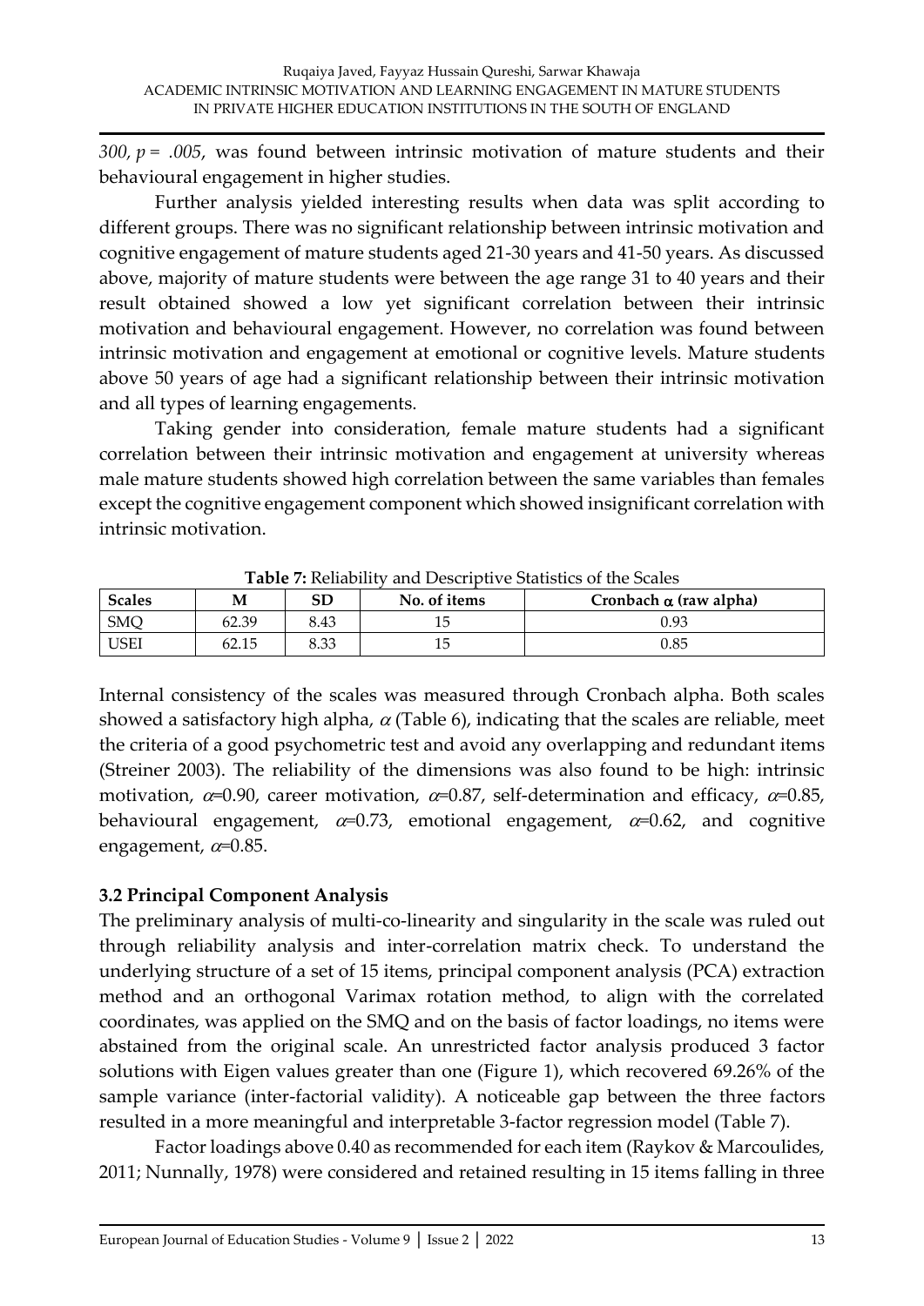*300, p = .005*, was found between intrinsic motivation of mature students and their behavioural engagement in higher studies.

Further analysis yielded interesting results when data was split according to different groups. There was no significant relationship between intrinsic motivation and cognitive engagement of mature students aged 21-30 years and 41-50 years. As discussed above, majority of mature students were between the age range 31 to 40 years and their result obtained showed a low yet significant correlation between their intrinsic motivation and behavioural engagement. However, no correlation was found between intrinsic motivation and engagement at emotional or cognitive levels. Mature students above 50 years of age had a significant relationship between their intrinsic motivation and all types of learning engagements.

Taking gender into consideration, female mature students had a significant correlation between their intrinsic motivation and engagement at university whereas male mature students showed high correlation between the same variables than females except the cognitive engagement component which showed insignificant correlation with intrinsic motivation.

**Table 7:** Reliability and Descriptive Statistics of the Scales

| Scales | M | SD | No. of items | Cronbach $\alpha$ (raw alpha) |
|---|---|---|---|---|
| SMQ | 62.39 | 8.43 | 15 | 0.93 |
| USEI | 62.15 | 8.33 | 15 | 0.85 |

Internal consistency of the scales was measured through Cronbach alpha. Both scales showed a satisfactory high alpha, $\alpha$ (Table 6), indicating that the scales are reliable, meet the criteria of a good psychometric test and avoid any overlapping and redundant items (Streiner 2003). The reliability of the dimensions was also found to be high: intrinsic motivation, $\alpha$=0.90, career motivation, $\alpha$=0.87, self-determination and efficacy, $\alpha$=0.85, behavioural engagement, $\alpha$=0.73, emotional engagement, $\alpha$=0.62, and cognitive engagement, $\alpha$=0.85.

### 3.2 Principal Component Analysis

The preliminary analysis of multi-co-linearity and singularity in the scale was ruled out through reliability analysis and inter-correlation matrix check. To understand the underlying structure of a set of 15 items, principal component analysis (PCA) extraction method and an orthogonal Varimax rotation method, to align with the correlated coordinates, was applied on the SMQ and on the basis of factor loadings, no items were abstained from the original scale. An unrestricted factor analysis produced 3 factor solutions with Eigen values greater than one (Figure 1), which recovered 69.26% of the sample variance (inter-factorial validity). A noticeable gap between the three factors resulted in a more meaningful and interpretable 3-factor regression model (Table 7).

Factor loadings above 0.40 as recommended for each item (Raykov & Marcoulides, 2011; Nunnally, 1978) were considered and retained resulting in 15 items falling in three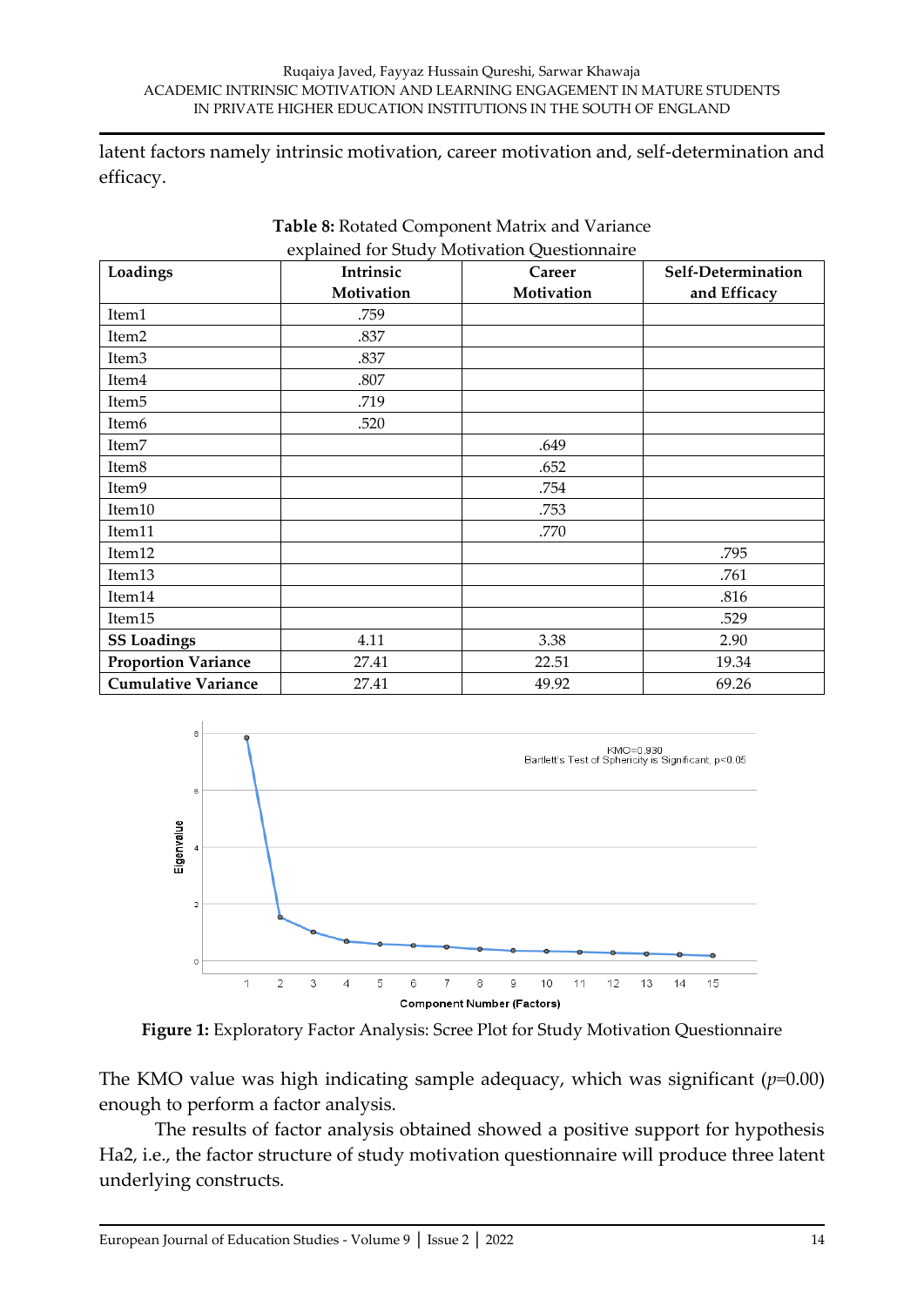latent factors namely intrinsic motivation, career motivation and, self-determination and efficacy.

**Table 8:** Rotated Component Matrix and Variance explained for Study Motivation Questionnaire

| Loadings | Intrinsic Motivation | Career Motivation | Self-Determination and Efficacy |
|---|---|---|---|
| Item1 | .759 | | |
| Item2 | .837 | | |
| Item3 | .837 | | |
| Item4 | .807 | | |
| Item5 | .719 | | |
| Item6 | .520 | | |
| Item7 | | .649 | |
| Item8 | | .652 | |
| Item9 | | .754 | |
| Item10 | | .753 | |
| Item11 | | .770 | |
| Item12 | | | .795 |
| Item13 | | | .761 |
| Item14 | | | .816 |
| Item15 | | | .529 |
| **SS Loadings** | 4.11 | 3.38 | 2.90 |
| **Proportion Variance** | 27.41 | 22.51 | 19.34 |
| **Cumulative Variance** | 27.41 | 49.92 | 69.26 |

**Figure 1:** Exploratory Factor Analysis: Scree Plot for Study Motivation Questionnaire

The KMO value was high indicating sample adequacy, which was significant (*p*=0.00) enough to perform a factor analysis.

The results of factor analysis obtained showed a positive support for hypothesis Ha2, i.e., the factor structure of study motivation questionnaire will produce three latent underlying constructs.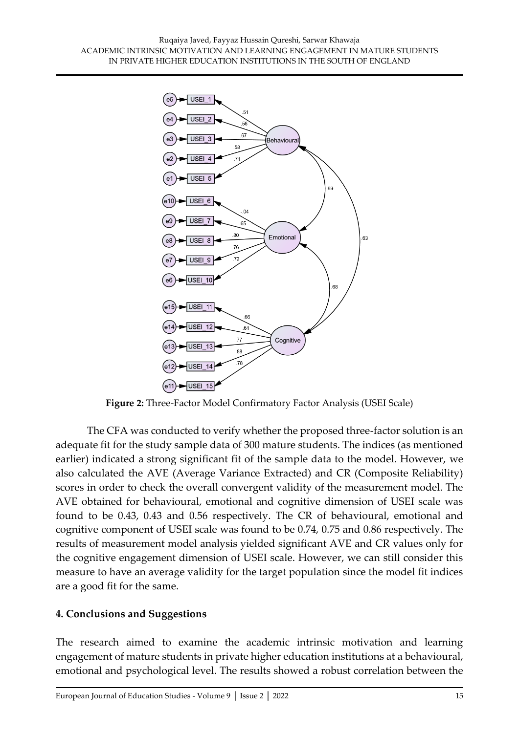**Figure 2:** Three-Factor Model Confirmatory Factor Analysis (USEI Scale)

The CFA was conducted to verify whether the proposed three-factor solution is an adequate fit for the study sample data of 300 mature students. The indices (as mentioned earlier) indicated a strong significant fit of the sample data to the model. However, we also calculated the AVE (Average Variance Extracted) and CR (Composite Reliability) scores in order to check the overall convergent validity of the measurement model. The AVE obtained for behavioural, emotional and cognitive dimension of USEI scale was found to be 0.43, 0.43 and 0.56 respectively. The CR of behavioural, emotional and cognitive component of USEI scale was found to be 0.74, 0.75 and 0.86 respectively. The results of measurement model analysis yielded significant AVE and CR values only for the cognitive engagement dimension of USEI scale. However, we can still consider this measure to have an average validity for the target population since the model fit indices are a good fit for the same.

## 4. Conclusions and Suggestions

The research aimed to examine the academic intrinsic motivation and learning engagement of mature students in private higher education institutions at a behavioural, emotional and psychological level. The results showed a robust correlation between the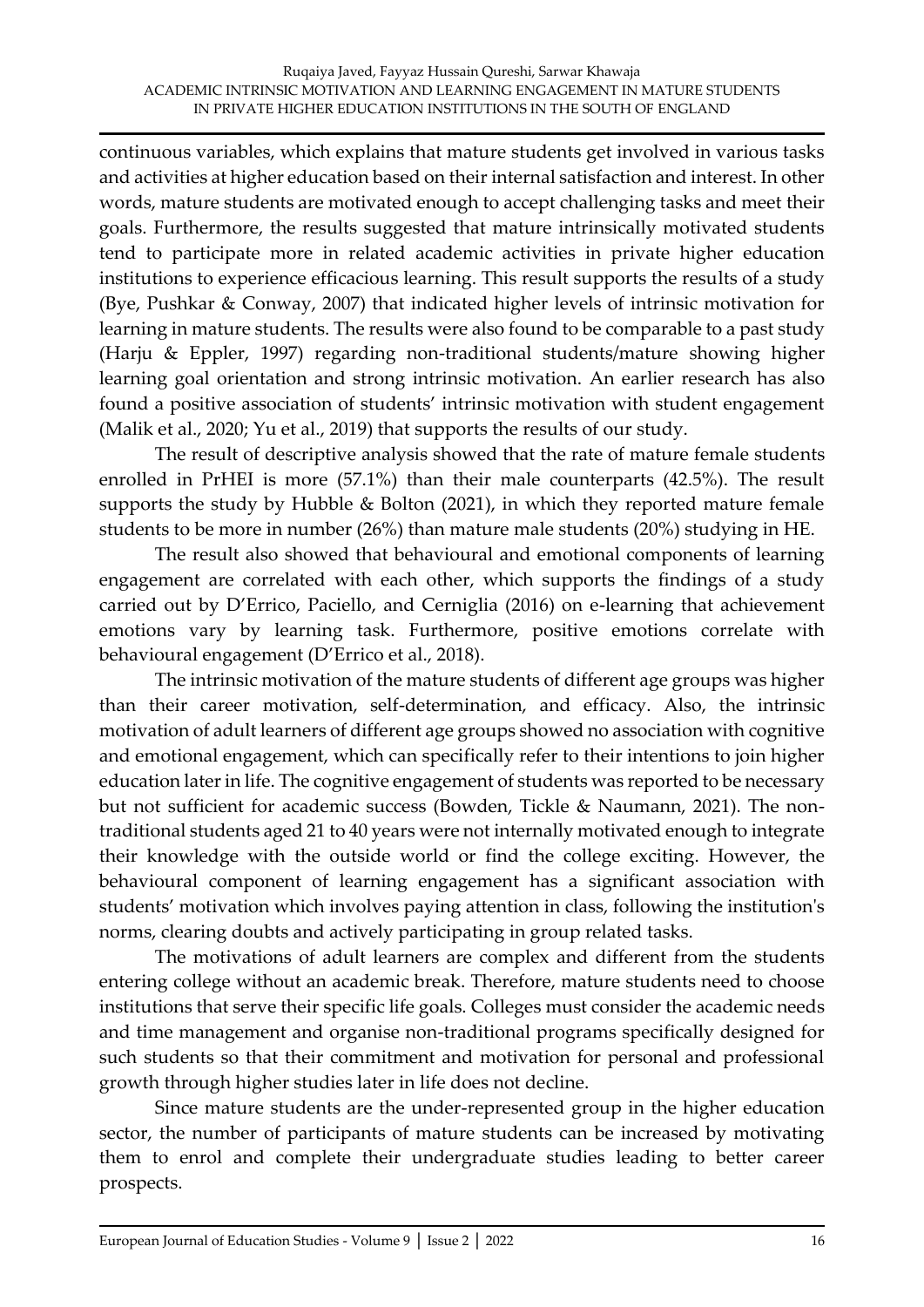continuous variables, which explains that mature students get involved in various tasks and activities at higher education based on their internal satisfaction and interest. In other words, mature students are motivated enough to accept challenging tasks and meet their goals. Furthermore, the results suggested that mature intrinsically motivated students tend to participate more in related academic activities in private higher education institutions to experience efficacious learning. This result supports the results of a study (Bye, Pushkar & Conway, 2007) that indicated higher levels of intrinsic motivation for learning in mature students. The results were also found to be comparable to a past study (Harju & Eppler, 1997) regarding non-traditional students/mature showing higher learning goal orientation and strong intrinsic motivation. An earlier research has also found a positive association of students' intrinsic motivation with student engagement (Malik et al., 2020; Yu et al., 2019) that supports the results of our study.

The result of descriptive analysis showed that the rate of mature female students enrolled in PrHEI is more (57.1%) than their male counterparts (42.5%). The result supports the study by Hubble & Bolton (2021), in which they reported mature female students to be more in number (26%) than mature male students (20%) studying in HE.

The result also showed that behavioural and emotional components of learning engagement are correlated with each other, which supports the findings of a study carried out by D'Errico, Paciello, and Cerniglia (2016) on e-learning that achievement emotions vary by learning task. Furthermore, positive emotions correlate with behavioural engagement (D'Errico et al., 2018).

The intrinsic motivation of the mature students of different age groups was higher than their career motivation, self-determination, and efficacy. Also, the intrinsic motivation of adult learners of different age groups showed no association with cognitive and emotional engagement, which can specifically refer to their intentions to join higher education later in life. The cognitive engagement of students was reported to be necessary but not sufficient for academic success (Bowden, Tickle & Naumann, 2021). The non-traditional students aged 21 to 40 years were not internally motivated enough to integrate their knowledge with the outside world or find the college exciting. However, the behavioural component of learning engagement has a significant association with students' motivation which involves paying attention in class, following the institution's norms, clearing doubts and actively participating in group related tasks.

The motivations of adult learners are complex and different from the students entering college without an academic break. Therefore, mature students need to choose institutions that serve their specific life goals. Colleges must consider the academic needs and time management and organise non-traditional programs specifically designed for such students so that their commitment and motivation for personal and professional growth through higher studies later in life does not decline.

Since mature students are the under-represented group in the higher education sector, the number of participants of mature students can be increased by motivating them to enrol and complete their undergraduate studies leading to better career prospects.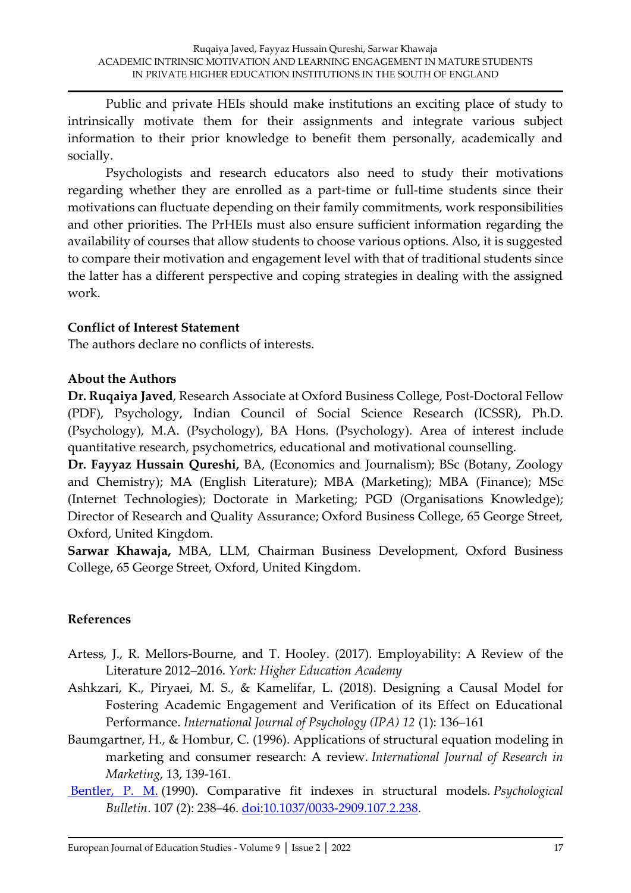Public and private HEIs should make institutions an exciting place of study to intrinsically motivate them for their assignments and integrate various subject information to their prior knowledge to benefit them personally, academically and socially.

Psychologists and research educators also need to study their motivations regarding whether they are enrolled as a part-time or full-time students since their motivations can fluctuate depending on their family commitments, work responsibilities and other priorities. The PrHEIs must also ensure sufficient information regarding the availability of courses that allow students to choose various options. Also, it is suggested to compare their motivation and engagement level with that of traditional students since the latter has a different perspective and coping strategies in dealing with the assigned work.

**Conflict of Interest Statement**

The authors declare no conflicts of interests.

**About the Authors**

**Dr. Ruqaiya Javed**, Research Associate at Oxford Business College, Post-Doctoral Fellow (PDF), Psychology, Indian Council of Social Science Research (ICSSR), Ph.D. (Psychology), M.A. (Psychology), BA Hons. (Psychology). Area of interest include quantitative research, psychometrics, educational and motivational counselling.

**Dr. Fayyaz Hussain Qureshi,** BA, (Economics and Journalism); BSc (Botany, Zoology and Chemistry); MA (English Literature); MBA (Marketing); MBA (Finance); MSc (Internet Technologies); Doctorate in Marketing; PGD (Organisations Knowledge); Director of Research and Quality Assurance; Oxford Business College, 65 George Street, Oxford, United Kingdom.

**Sarwar Khawaja,** MBA, LLM, Chairman Business Development, Oxford Business College, 65 George Street, Oxford, United Kingdom.

**References**

Artess, J., R. Mellors-Bourne, and T. Hooley. (2017). Employability: A Review of the Literature 2012–2016. *York: Higher Education Academy*

Ashkzari, K., Piryaei, M. S., & Kamelifar, L. (2018). Designing a Causal Model for Fostering Academic Engagement and Verification of its Effect on Educational Performance. *International Journal of Psychology (IPA) 12* (1): 136–161

Baumgartner, H., & Hombur, C. (1996). Applications of structural equation modeling in marketing and consumer research: A review. *International Journal of Research in Marketing*, 13, 139-161.

Bentler, P. M. (1990). Comparative fit indexes in structural models. *Psychological Bulletin*. 107 (2): 238–46. doi:10.1037/0033-2909.107.2.238.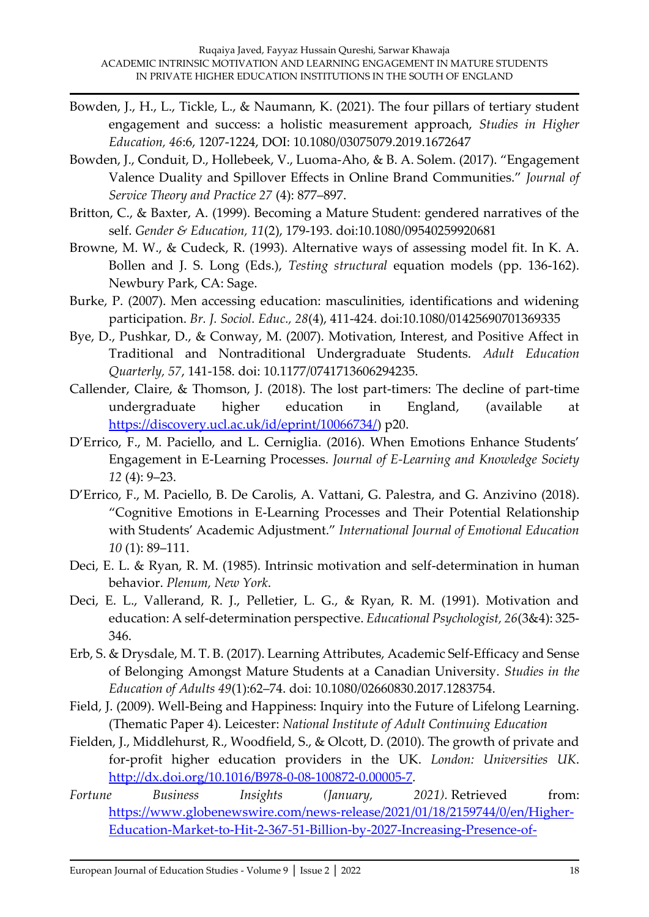Bowden, J., H., L., Tickle, L., & Naumann, K. (2021). The four pillars of tertiary student engagement and success: a holistic measurement approach, *Studies in Higher Education, 46*:6, 1207-1224, DOI: 10.1080/03075079.2019.1672647

Bowden, J., Conduit, D., Hollebeek, V., Luoma-Aho, & B. A. Solem. (2017). "Engagement Valence Duality and Spillover Effects in Online Brand Communities." *Journal of Service Theory and Practice 27* (4): 877–897.

Britton, C., & Baxter, A. (1999). Becoming a Mature Student: gendered narratives of the self. *Gender & Education, 11*(2), 179-193. doi:10.1080/09540259920681

Browne, M. W., & Cudeck, R. (1993). Alternative ways of assessing model fit. In K. A. Bollen and J. S. Long (Eds.), *Testing structural* equation models (pp. 136-162). Newbury Park, CA: Sage.

Burke, P. (2007). Men accessing education: masculinities, identifications and widening participation. *Br. J. Sociol. Educ., 28*(4), 411-424. doi:10.1080/01425690701369335

Bye, D., Pushkar, D., & Conway, M. (2007). Motivation, Interest, and Positive Affect in Traditional and Nontraditional Undergraduate Students. *Adult Education Quarterly, 57*, 141-158. doi: 10.1177/0741713606294235.

Callender, Claire, & Thomson, J. (2018). The lost part-timers: The decline of part-time undergraduate higher education in England, (available at https://discovery.ucl.ac.uk/id/eprint/10066734/) p20.

D'Errico, F., M. Paciello, and L. Cerniglia. (2016). When Emotions Enhance Students' Engagement in E-Learning Processes. *Journal of E-Learning and Knowledge Society 12* (4): 9–23.

D'Errico, F., M. Paciello, B. De Carolis, A. Vattani, G. Palestra, and G. Anzivino (2018). "Cognitive Emotions in E-Learning Processes and Their Potential Relationship with Students' Academic Adjustment." *International Journal of Emotional Education 10* (1): 89–111.

Deci, E. L. & Ryan, R. M. (1985). Intrinsic motivation and self-determination in human behavior. *Plenum, New York*.

Deci, E. L., Vallerand, R. J., Pelletier, L. G., & Ryan, R. M. (1991). Motivation and education: A self-determination perspective. *Educational Psychologist, 26*(3&4): 325-346.

Erb, S. & Drysdale, M. T. B. (2017). Learning Attributes, Academic Self-Efficacy and Sense of Belonging Amongst Mature Students at a Canadian University. *Studies in the Education of Adults 49*(1):62–74. doi: 10.1080/02660830.2017.1283754.

Field, J. (2009). Well-Being and Happiness: Inquiry into the Future of Lifelong Learning. (Thematic Paper 4). Leicester: *National Institute of Adult Continuing Education*

Fielden, J., Middlehurst, R., Woodfield, S., & Olcott, D. (2010). The growth of private and for-profit higher education providers in the UK. *London: Universities UK*. http://dx.doi.org/10.1016/B978-0-08-100872-0.00005-7.

*Fortune Business Insights (January, 2021)*. Retrieved from: https://www.globenewswire.com/news-release/2021/01/18/2159744/0/en/Higher-Education-Market-to-Hit-2-367-51-Billion-by-2027-Increasing-Presence-of-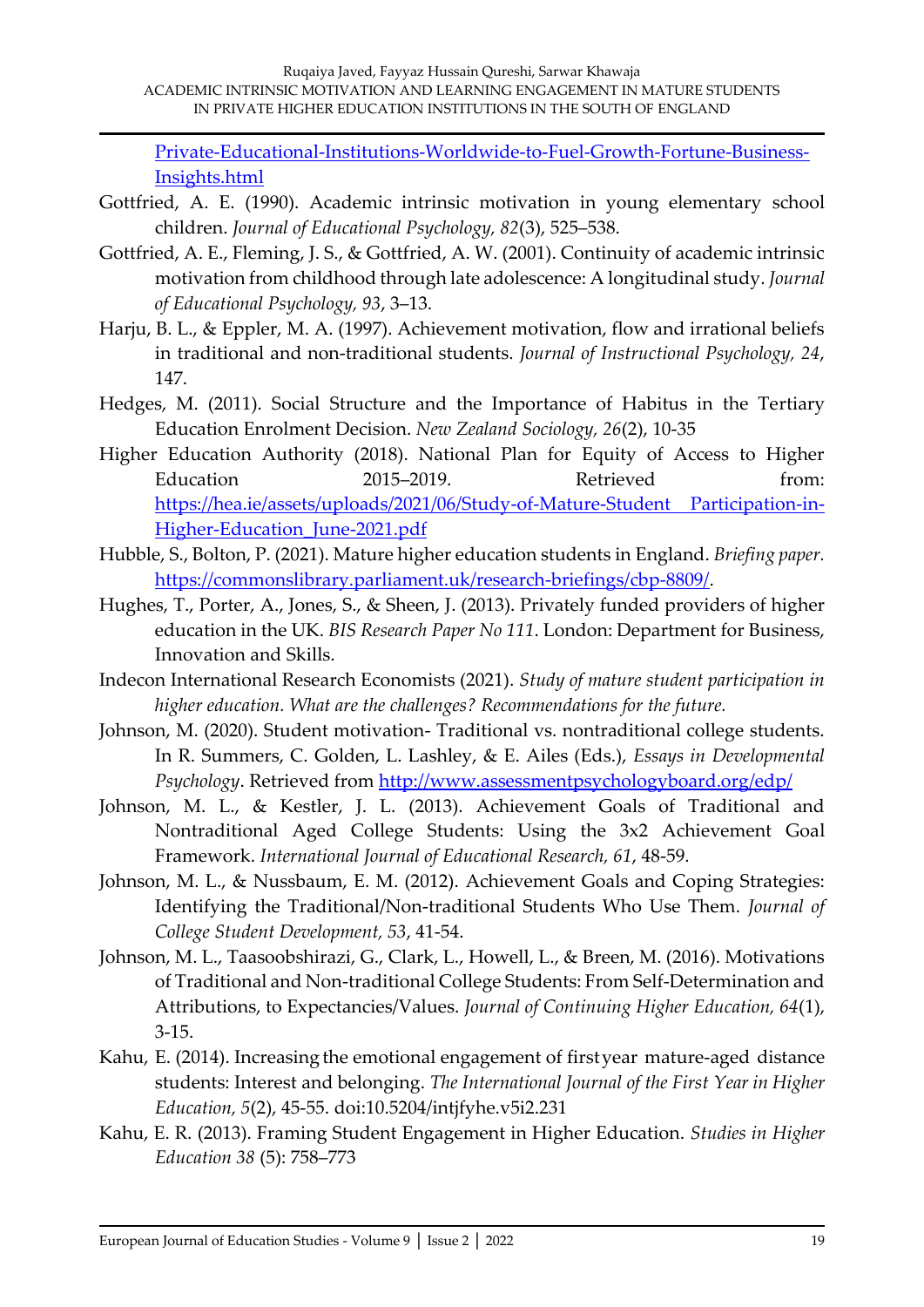[Private-Educational-Institutions-Worldwide-to-Fuel-Growth-Fortune-Business-Insights.html](Private-Educational-Institutions-Worldwide-to-Fuel-Growth-Fortune-Business-Insights.html)

Gottfried, A. E. (1990). Academic intrinsic motivation in young elementary school children. *Journal of Educational Psychology, 82*(3), 525–538.

Gottfried, A. E., Fleming, J. S., & Gottfried, A. W. (2001). Continuity of academic intrinsic motivation from childhood through late adolescence: A longitudinal study. *Journal of Educational Psychology, 93*, 3–13.

Harju, B. L., & Eppler, M. A. (1997). Achievement motivation, flow and irrational beliefs in traditional and non-traditional students. *Journal of Instructional Psychology, 24*, 147.

Hedges, M. (2011). Social Structure and the Importance of Habitus in the Tertiary Education Enrolment Decision. *New Zealand Sociology, 26*(2), 10-35

Higher Education Authority (2018). National Plan for Equity of Access to Higher Education 2015–2019. Retrieved from: [https://hea.ie/assets/uploads/2021/06/Study-of-Mature-Student Participation-in-Higher-Education_June-2021.pdf](https://hea.ie/assets/uploads/2021/06/Study-of-Mature-Student-Participation-in-Higher-Education_June-2021.pdf)

Hubble, S., Bolton, P. (2021). Mature higher education students in England. *Briefing paper.* [https://commonslibrary.parliament.uk/research-briefings/cbp-8809/](https://commonslibrary.parliament.uk/research-briefings/cbp-8809/).

Hughes, T., Porter, A., Jones, S., & Sheen, J. (2013). Privately funded providers of higher education in the UK. *BIS Research Paper No 111*. London: Department for Business, Innovation and Skills.

Indecon International Research Economists (2021). *Study of mature student participation in higher education. What are the challenges? Recommendations for the future.*

Johnson, M. (2020). Student motivation- Traditional vs. nontraditional college students. In R. Summers, C. Golden, L. Lashley, & E. Ailes (Eds.), *Essays in Developmental Psychology*. Retrieved from [http://www.assessmentpsychologyboard.org/edp/](http://www.assessmentpsychologyboard.org/edp/)

Johnson, M. L., & Kestler, J. L. (2013). Achievement Goals of Traditional and Nontraditional Aged College Students: Using the 3x2 Achievement Goal Framework. *International Journal of Educational Research, 61*, 48-59.

Johnson, M. L., & Nussbaum, E. M. (2012). Achievement Goals and Coping Strategies: Identifying the Traditional/Non-traditional Students Who Use Them. *Journal of College Student Development, 53*, 41-54.

Johnson, M. L., Taasoobshirazi, G., Clark, L., Howell, L., & Breen, M. (2016). Motivations of Traditional and Non-traditional College Students: From Self-Determination and Attributions, to Expectancies/Values. *Journal of Continuing Higher Education, 64*(1), 3-15.

Kahu, E. (2014). Increasing the emotional engagement of firstyear mature-aged distance students: Interest and belonging. *The International Journal of the First Year in Higher Education, 5*(2), 45-55. doi:10.5204/intjfyhe.v5i2.231

Kahu, E. R. (2013). Framing Student Engagement in Higher Education. *Studies in Higher Education 38* (5): 758–773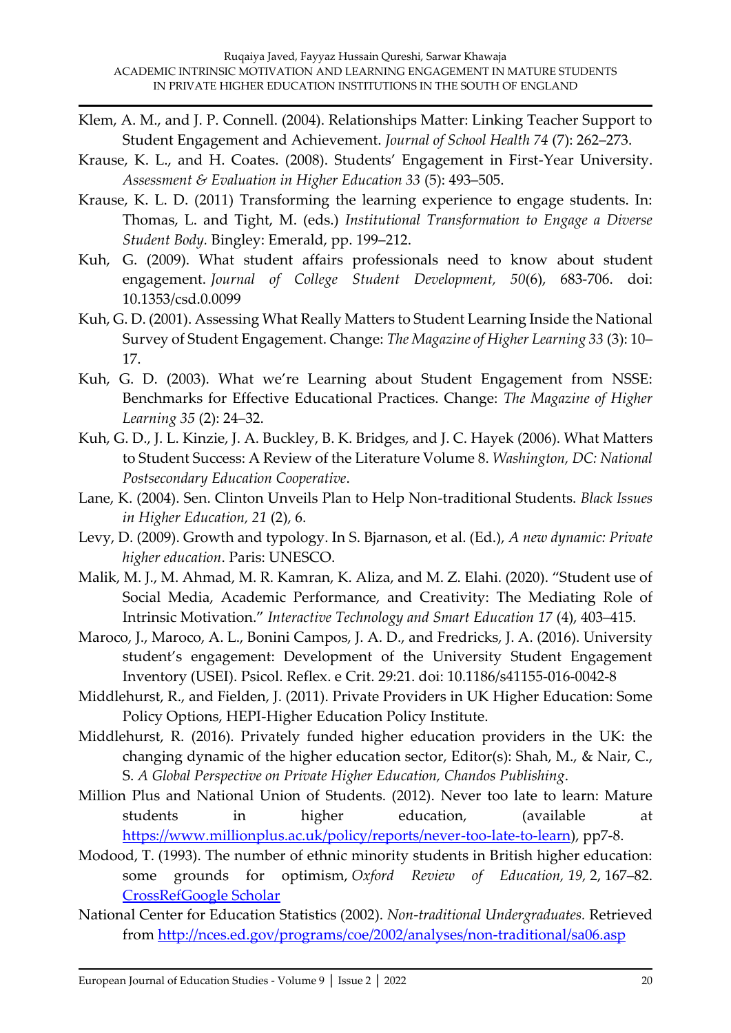Klem, A. M., and J. P. Connell. (2004). Relationships Matter: Linking Teacher Support to Student Engagement and Achievement. *Journal of School Health 74* (7): 262–273.

Krause, K. L., and H. Coates. (2008). Students' Engagement in First-Year University. *Assessment & Evaluation in Higher Education 33* (5): 493–505.

Krause, K. L. D. (2011) Transforming the learning experience to engage students. In: Thomas, L. and Tight, M. (eds.) *Institutional Transformation to Engage a Diverse Student Body.* Bingley: Emerald, pp. 199–212.

Kuh, G. (2009). What student affairs professionals need to know about student engagement. *Journal of College Student Development, 50*(6), 683-706. doi: 10.1353/csd.0.0099

Kuh, G. D. (2001). Assessing What Really Matters to Student Learning Inside the National Survey of Student Engagement. Change: *The Magazine of Higher Learning 33* (3): 10–17.

Kuh, G. D. (2003). What we're Learning about Student Engagement from NSSE: Benchmarks for Effective Educational Practices. Change: *The Magazine of Higher Learning 35* (2): 24–32.

Kuh, G. D., J. L. Kinzie, J. A. Buckley, B. K. Bridges, and J. C. Hayek (2006). What Matters to Student Success: A Review of the Literature Volume 8. *Washington, DC: National Postsecondary Education Cooperative*.

Lane, K. (2004). Sen. Clinton Unveils Plan to Help Non-traditional Students. *Black Issues in Higher Education, 21* (2), 6.

Levy, D. (2009). Growth and typology. In S. Bjarnason, et al. (Ed.), *A new dynamic: Private higher education*. Paris: UNESCO.

Malik, M. J., M. Ahmad, M. R. Kamran, K. Aliza, and M. Z. Elahi. (2020). "Student use of Social Media, Academic Performance, and Creativity: The Mediating Role of Intrinsic Motivation." *Interactive Technology and Smart Education 17* (4), 403–415.

Maroco, J., Maroco, A. L., Bonini Campos, J. A. D., and Fredricks, J. A. (2016). University student's engagement: Development of the University Student Engagement Inventory (USEI). Psicol. Reflex. e Crit. 29:21. doi: 10.1186/s41155-016-0042-8

Middlehurst, R., and Fielden, J. (2011). Private Providers in UK Higher Education: Some Policy Options, HEPI-Higher Education Policy Institute.

Middlehurst, R. (2016). Privately funded higher education providers in the UK: the changing dynamic of the higher education sector, Editor(s): Shah, M., & Nair, C., S. *A Global Perspective on Private Higher Education, Chandos Publishing*.

Million Plus and National Union of Students. (2012). Never too late to learn: Mature students in higher education, (available at https://www.millionplus.ac.uk/policy/reports/never-too-late-to-learn), pp7-8.

Modood, T. (1993). The number of ethnic minority students in British higher education: some grounds for optimism, *Oxford Review of Education, 19,* 2, 167–82. CrossRefGoogle Scholar

National Center for Education Statistics (2002). *Non-traditional Undergraduates.* Retrieved from http://nces.ed.gov/programs/coe/2002/analyses/non-traditional/sa06.asp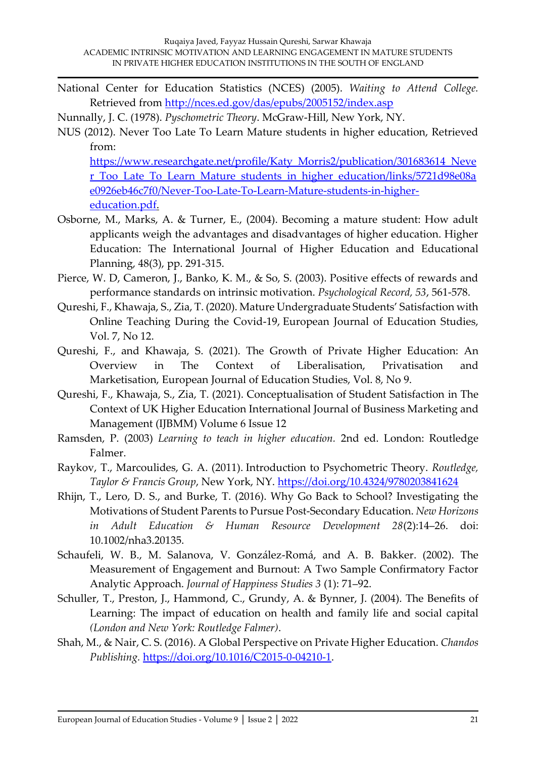National Center for Education Statistics (NCES) (2005). *Waiting to Attend College.* Retrieved from http://nces.ed.gov/das/epubs/2005152/index.asp

Nunnally, J. C. (1978). *Pyschometric Theory*. McGraw-Hill, New York, NY.

NUS (2012). Never Too Late To Learn Mature students in higher education, Retrieved from: https://www.researchgate.net/profile/Katy_Morris2/publication/301683614_Never_Too_Late_To_Learn_Mature_students_in_higher_education/links/5721d98e08ae0926eb46c7f0/Never-Too-Late-To-Learn-Mature-students-in-higher-education.pdf.

Osborne, M., Marks, A. & Turner, E., (2004). Becoming a mature student: How adult applicants weigh the advantages and disadvantages of higher education. Higher Education: The International Journal of Higher Education and Educational Planning, 48(3), pp. 291-315.

Pierce, W. D, Cameron, J., Banko, K. M., & So, S. (2003). Positive effects of rewards and performance standards on intrinsic motivation. *Psychological Record, 53*, 561-578.

Qureshi, F., Khawaja, S., Zia, T. (2020). Mature Undergraduate Students' Satisfaction with Online Teaching During the Covid-19, European Journal of Education Studies, Vol. 7, No 12.

Qureshi, F., and Khawaja, S. (2021). The Growth of Private Higher Education: An Overview in The Context of Liberalisation, Privatisation and Marketisation, European Journal of Education Studies, Vol. 8, No 9.

Qureshi, F., Khawaja, S., Zia, T. (2021). Conceptualisation of Student Satisfaction in The Context of UK Higher Education International Journal of Business Marketing and Management (IJBMM) Volume 6 Issue 12

Ramsden, P. (2003) *Learning to teach in higher education.* 2nd ed. London: Routledge Falmer.

Raykov, T., Marcoulides, G. A. (2011). Introduction to Psychometric Theory. *Routledge, Taylor & Francis Group*, New York, NY. https://doi.org/10.4324/9780203841624

Rhijn, T., Lero, D. S., and Burke, T. (2016). Why Go Back to School? Investigating the Motivations of Student Parents to Pursue Post-Secondary Education. *New Horizons in Adult Education & Human Resource Development 28*(2):14–26. doi: 10.1002/nha3.20135.

Schaufeli, W. B., M. Salanova, V. González-Romá, and A. B. Bakker. (2002). The Measurement of Engagement and Burnout: A Two Sample Confirmatory Factor Analytic Approach. *Journal of Happiness Studies 3* (1): 71–92.

Schuller, T., Preston, J., Hammond, C., Grundy, A. & Bynner, J. (2004). The Benefits of Learning: The impact of education on health and family life and social capital *(London and New York: Routledge Falmer)*.

Shah, M., & Nair, C. S. (2016). A Global Perspective on Private Higher Education. *Chandos Publishing.* https://doi.org/10.1016/C2015-0-04210-1.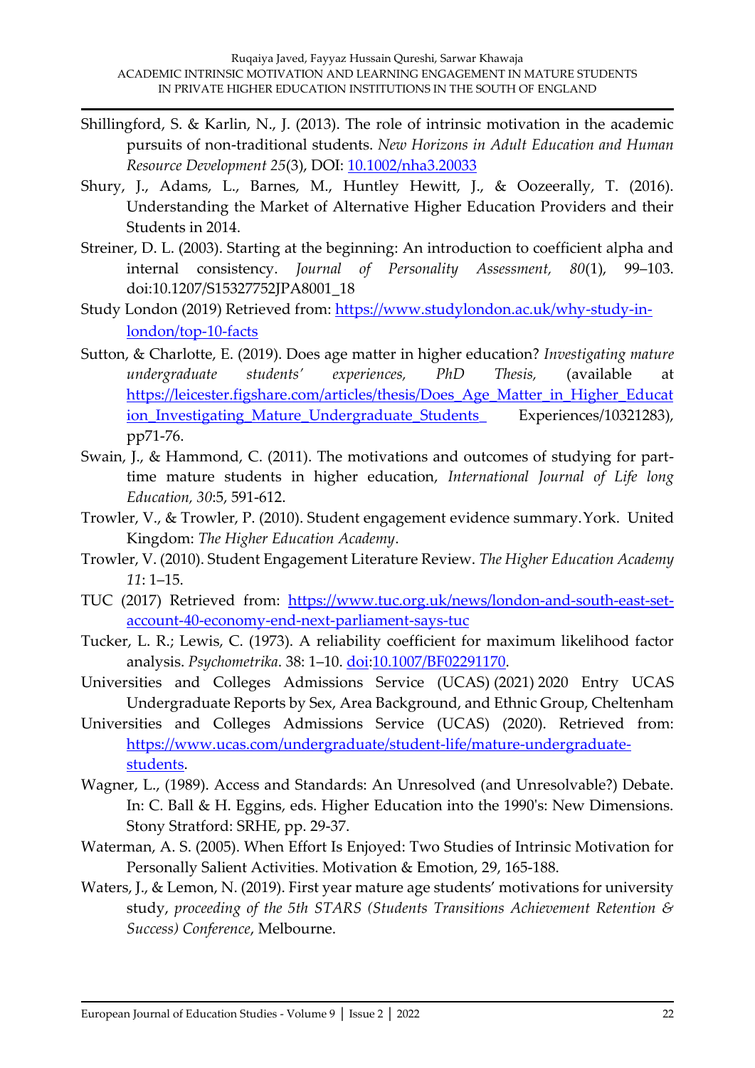Shillingford, S. & Karlin, N., J. (2013). The role of intrinsic motivation in the academic pursuits of non-traditional students. *New Horizons in Adult Education and Human Resource Development 25*(3), DOI: [10.1002/nha3.20033](10.1002/nha3.20033)

Shury, J., Adams, L., Barnes, M., Huntley Hewitt, J., & Oozeerally, T. (2016). Understanding the Market of Alternative Higher Education Providers and their Students in 2014.

Streiner, D. L. (2003). Starting at the beginning: An introduction to coefficient alpha and internal consistency. *Journal of Personality Assessment, 80*(1), 99–103. doi:10.1207/S15327752JPA8001_18

Study London (2019) Retrieved from: [https://www.studylondon.ac.uk/why-study-in-london/top-10-facts](https://www.studylondon.ac.uk/why-study-in-london/top-10-facts)

Sutton, & Charlotte, E. (2019). Does age matter in higher education? *Investigating mature undergraduate students' experiences, PhD Thesis,* (available at [https://leicester.figshare.com/articles/thesis/Does_Age_Matter_in_Higher_Education_Investigating_Mature_Undergraduate_Students_](https://leicester.figshare.com/articles/thesis/Does_Age_Matter_in_Higher_Education_Investigating_Mature_Undergraduate_Students_) Experiences/10321283), pp71-76.

Swain, J., & Hammond, C. (2011). The motivations and outcomes of studying for part-time mature students in higher education, *International Journal of Life long Education, 30*:5, 591-612.

Trowler, V., & Trowler, P. (2010). Student engagement evidence summary. York. United Kingdom: *The Higher Education Academy*.

Trowler, V. (2010). Student Engagement Literature Review. *The Higher Education Academy 11*: 1–15.

TUC (2017) Retrieved from: [https://www.tuc.org.uk/news/london-and-south-east-set-account-40-economy-end-next-parliament-says-tuc](https://www.tuc.org.uk/news/london-and-south-east-set-account-40-economy-end-next-parliament-says-tuc)

Tucker, L. R.; Lewis, C. (1973). A reliability coefficient for maximum likelihood factor analysis. *Psychometrika*. 38: 1–10. doi:10.1007/BF02291170.

Universities and Colleges Admissions Service (UCAS) (2021) 2020 Entry UCAS Undergraduate Reports by Sex, Area Background, and Ethnic Group, Cheltenham

Universities and Colleges Admissions Service (UCAS) (2020). Retrieved from: [https://www.ucas.com/undergraduate/student-life/mature-undergraduate-students](https://www.ucas.com/undergraduate/student-life/mature-undergraduate-students).

Wagner, L., (1989). Access and Standards: An Unresolved (and Unresolvable?) Debate. In: C. Ball & H. Eggins, eds. Higher Education into the 1990's: New Dimensions. Stony Stratford: SRHE, pp. 29-37.

Waterman, A. S. (2005). When Effort Is Enjoyed: Two Studies of Intrinsic Motivation for Personally Salient Activities. Motivation & Emotion, 29, 165-188.

Waters, J., & Lemon, N. (2019). First year mature age students' motivations for university study, *proceeding of the 5th STARS (Students Transitions Achievement Retention & Success) Conference*, Melbourne.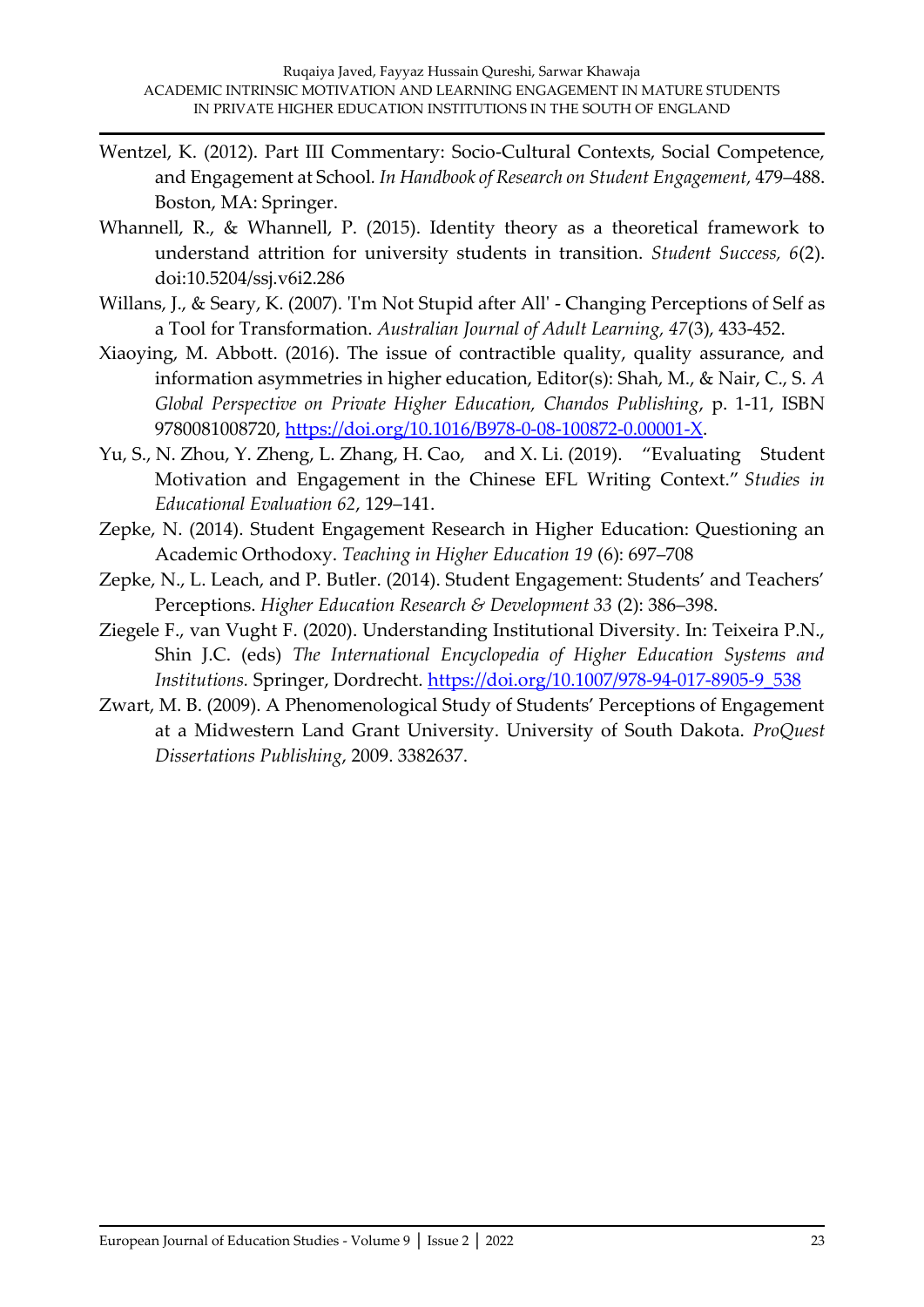Wentzel, K. (2012). Part III Commentary: Socio-Cultural Contexts, Social Competence, and Engagement at School. *In Handbook of Research on Student Engagement,* 479–488. Boston, MA: Springer.

Whannell, R., & Whannell, P. (2015). Identity theory as a theoretical framework to understand attrition for university students in transition. *Student Success, 6*(2). doi:10.5204/ssj.v6i2.286

Willans, J., & Seary, K. (2007). 'I'm Not Stupid after All' - Changing Perceptions of Self as a Tool for Transformation. *Australian Journal of Adult Learning, 47*(3), 433-452.

Xiaoying, M. Abbott. (2016). The issue of contractible quality, quality assurance, and information asymmetries in higher education, Editor(s): Shah, M., & Nair, C., S. *A Global Perspective on Private Higher Education, Chandos Publishing*, p. 1-11, ISBN 9780081008720, https://doi.org/10.1016/B978-0-08-100872-0.00001-X.

Yu, S., N. Zhou, Y. Zheng, L. Zhang, H. Cao, and X. Li. (2019). "Evaluating Student Motivation and Engagement in the Chinese EFL Writing Context." *Studies in Educational Evaluation 62*, 129–141.

Zepke, N. (2014). Student Engagement Research in Higher Education: Questioning an Academic Orthodoxy. *Teaching in Higher Education 19* (6): 697–708

Zepke, N., L. Leach, and P. Butler. (2014). Student Engagement: Students' and Teachers' Perceptions. *Higher Education Research & Development 33* (2): 386–398.

Ziegele F., van Vught F. (2020). Understanding Institutional Diversity. In: Teixeira P.N., Shin J.C. (eds) *The International Encyclopedia of Higher Education Systems and Institutions.* Springer, Dordrecht. https://doi.org/10.1007/978-94-017-8905-9_538

Zwart, M. B. (2009). A Phenomenological Study of Students' Perceptions of Engagement at a Midwestern Land Grant University. University of South Dakota. *ProQuest Dissertations Publishing*, 2009. 3382637.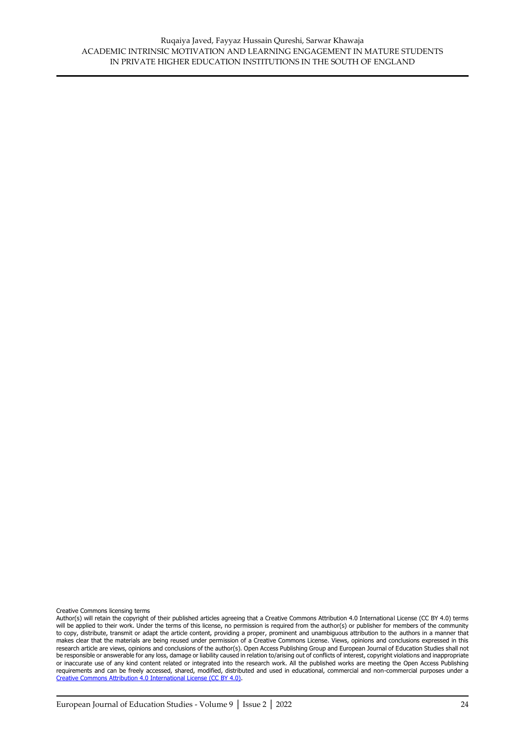Creative Commons licensing terms

Author(s) will retain the copyright of their published articles agreeing that a Creative Commons Attribution 4.0 International License (CC BY 4.0) terms will be applied to their work. Under the terms of this license, no permission is required from the author(s) or publisher for members of the community to copy, distribute, transmit or adapt the article content, providing a proper, prominent and unambiguous attribution to the authors in a manner that makes clear that the materials are being reused under permission of a Creative Commons License. Views, opinions and conclusions expressed in this research article are views, opinions and conclusions of the author(s). Open Access Publishing Group and European Journal of Education Studies shall not be responsible or answerable for any loss, damage or liability caused in relation to/arising out of conflicts of interest, copyright violations and inappropriate or inaccurate use of any kind content related or integrated into the research work. All the published works are meeting the Open Access Publishing requirements and can be freely accessed, shared, modified, distributed and used in educational, commercial and non-commercial purposes under a Creative Commons Attribution 4.0 International License (CC BY 4.0).